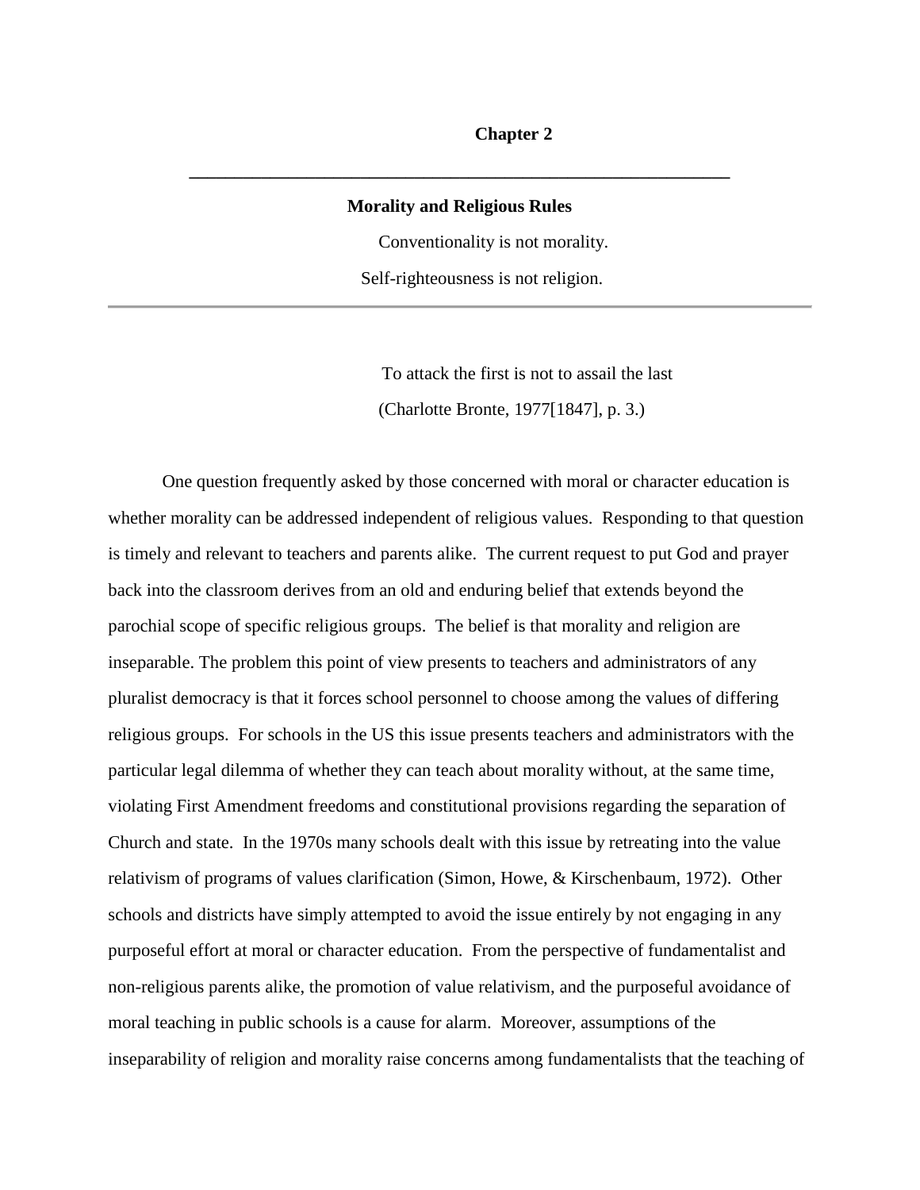# Chapter 2

---

## Morality and Religious Rules

Conventionality is not morality.

Self-righteousness is not religion.

---

To attack the first is not to assail the last

(Charlotte Bronte, 1977[1847], p. 3.)

One question frequently asked by those concerned with moral or character education is whether morality can be addressed independent of religious values. Responding to that question is timely and relevant to teachers and parents alike. The current request to put God and prayer back into the classroom derives from an old and enduring belief that extends beyond the parochial scope of specific religious groups. The belief is that morality and religion are inseparable. The problem this point of view presents to teachers and administrators of any pluralist democracy is that it forces school personnel to choose among the values of differing religious groups. For schools in the US this issue presents teachers and administrators with the particular legal dilemma of whether they can teach about morality without, at the same time, violating First Amendment freedoms and constitutional provisions regarding the separation of Church and state. In the 1970s many schools dealt with this issue by retreating into the value relativism of programs of values clarification (Simon, Howe, & Kirschenbaum, 1972). Other schools and districts have simply attempted to avoid the issue entirely by not engaging in any purposeful effort at moral or character education. From the perspective of fundamentalist and non-religious parents alike, the promotion of value relativism, and the purposeful avoidance of moral teaching in public schools is a cause for alarm. Moreover, assumptions of the inseparability of religion and morality raise concerns among fundamentalists that the teaching of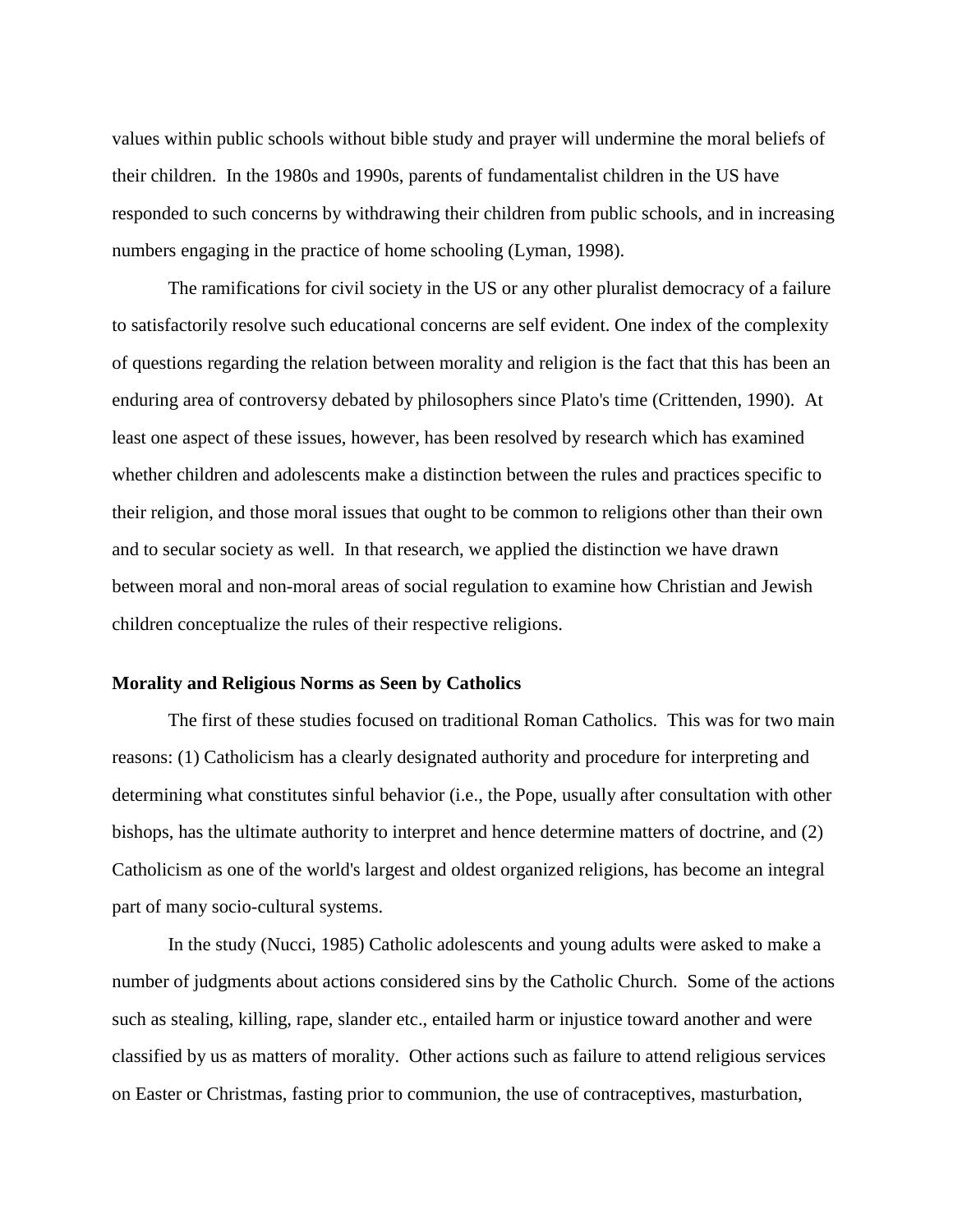values within public schools without bible study and prayer will undermine the moral beliefs of their children. In the 1980s and 1990s, parents of fundamentalist children in the US have responded to such concerns by withdrawing their children from public schools, and in increasing numbers engaging in the practice of home schooling (Lyman, 1998).

The ramifications for civil society in the US or any other pluralist democracy of a failure to satisfactorily resolve such educational concerns are self evident. One index of the complexity of questions regarding the relation between morality and religion is the fact that this has been an enduring area of controversy debated by philosophers since Plato's time (Crittenden, 1990). At least one aspect of these issues, however, has been resolved by research which has examined whether children and adolescents make a distinction between the rules and practices specific to their religion, and those moral issues that ought to be common to religions other than their own and to secular society as well. In that research, we applied the distinction we have drawn between moral and non-moral areas of social regulation to examine how Christian and Jewish children conceptualize the rules of their respective religions.

**Morality and Religious Norms as Seen by Catholics**

The first of these studies focused on traditional Roman Catholics. This was for two main reasons: (1) Catholicism has a clearly designated authority and procedure for interpreting and determining what constitutes sinful behavior (i.e., the Pope, usually after consultation with other bishops, has the ultimate authority to interpret and hence determine matters of doctrine, and (2) Catholicism as one of the world's largest and oldest organized religions, has become an integral part of many socio-cultural systems.

In the study (Nucci, 1985) Catholic adolescents and young adults were asked to make a number of judgments about actions considered sins by the Catholic Church. Some of the actions such as stealing, killing, rape, slander etc., entailed harm or injustice toward another and were classified by us as matters of morality. Other actions such as failure to attend religious services on Easter or Christmas, fasting prior to communion, the use of contraceptives, masturbation,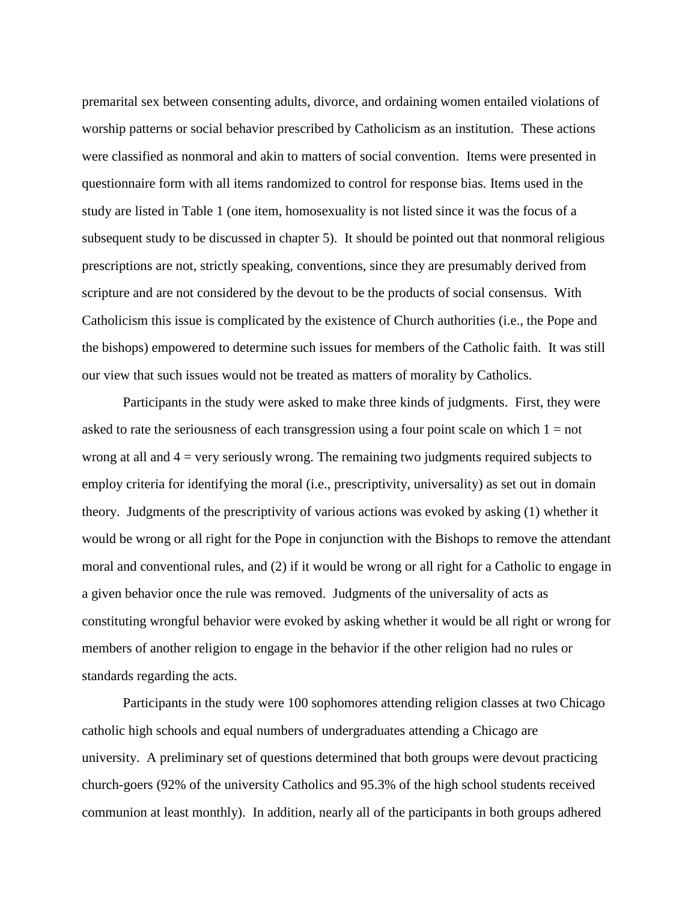premarital sex between consenting adults, divorce, and ordaining women entailed violations of worship patterns or social behavior prescribed by Catholicism as an institution. These actions were classified as nonmoral and akin to matters of social convention. Items were presented in questionnaire form with all items randomized to control for response bias. Items used in the study are listed in Table 1 (one item, homosexuality is not listed since it was the focus of a subsequent study to be discussed in chapter 5). It should be pointed out that nonmoral religious prescriptions are not, strictly speaking, conventions, since they are presumably derived from scripture and are not considered by the devout to be the products of social consensus. With Catholicism this issue is complicated by the existence of Church authorities (i.e., the Pope and the bishops) empowered to determine such issues for members of the Catholic faith. It was still our view that such issues would not be treated as matters of morality by Catholics.

Participants in the study were asked to make three kinds of judgments. First, they were asked to rate the seriousness of each transgression using a four point scale on which 1 = not wrong at all and 4 = very seriously wrong. The remaining two judgments required subjects to employ criteria for identifying the moral (i.e., prescriptivity, universality) as set out in domain theory. Judgments of the prescriptivity of various actions was evoked by asking (1) whether it would be wrong or all right for the Pope in conjunction with the Bishops to remove the attendant moral and conventional rules, and (2) if it would be wrong or all right for a Catholic to engage in a given behavior once the rule was removed. Judgments of the universality of acts as constituting wrongful behavior were evoked by asking whether it would be all right or wrong for members of another religion to engage in the behavior if the other religion had no rules or standards regarding the acts.

Participants in the study were 100 sophomores attending religion classes at two Chicago catholic high schools and equal numbers of undergraduates attending a Chicago are university. A preliminary set of questions determined that both groups were devout practicing church-goers (92% of the university Catholics and 95.3% of the high school students received communion at least monthly). In addition, nearly all of the participants in both groups adhered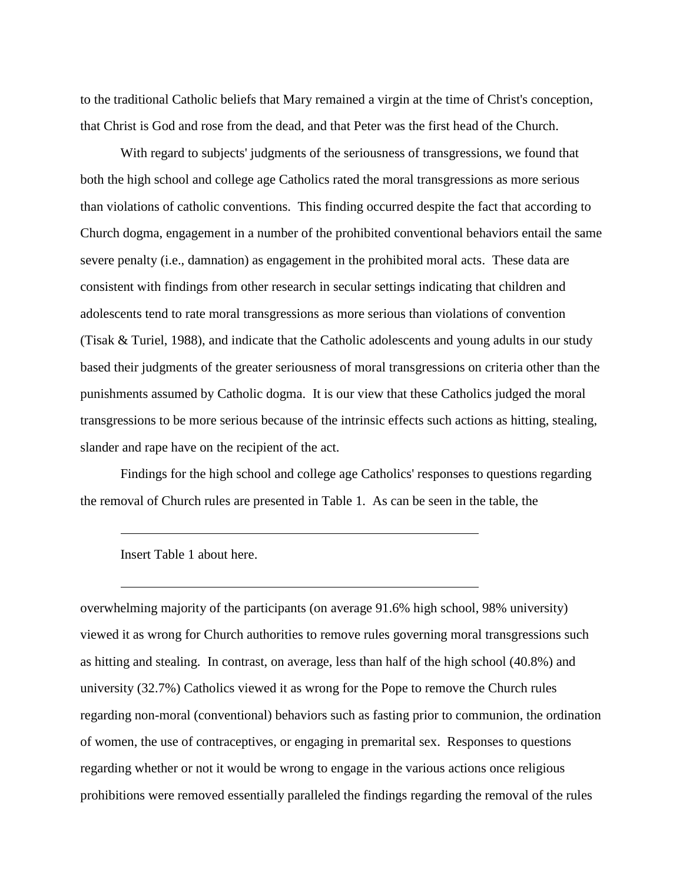to the traditional Catholic beliefs that Mary remained a virgin at the time of Christ's conception, that Christ is God and rose from the dead, and that Peter was the first head of the Church.

With regard to subjects' judgments of the seriousness of transgressions, we found that both the high school and college age Catholics rated the moral transgressions as more serious than violations of catholic conventions. This finding occurred despite the fact that according to Church dogma, engagement in a number of the prohibited conventional behaviors entail the same severe penalty (i.e., damnation) as engagement in the prohibited moral acts. These data are consistent with findings from other research in secular settings indicating that children and adolescents tend to rate moral transgressions as more serious than violations of convention (Tisak & Turiel, 1988), and indicate that the Catholic adolescents and young adults in our study based their judgments of the greater seriousness of moral transgressions on criteria other than the punishments assumed by Catholic dogma. It is our view that these Catholics judged the moral transgressions to be more serious because of the intrinsic effects such actions as hitting, stealing, slander and rape have on the recipient of the act.

Findings for the high school and college age Catholics' responses to questions regarding the removal of Church rules are presented in Table 1. As can be seen in the table, the

---

Insert Table 1 about here.

---

overwhelming majority of the participants (on average 91.6% high school, 98% university) viewed it as wrong for Church authorities to remove rules governing moral transgressions such as hitting and stealing. In contrast, on average, less than half of the high school (40.8%) and university (32.7%) Catholics viewed it as wrong for the Pope to remove the Church rules regarding non-moral (conventional) behaviors such as fasting prior to communion, the ordination of women, the use of contraceptives, or engaging in premarital sex. Responses to questions regarding whether or not it would be wrong to engage in the various actions once religious prohibitions were removed essentially paralleled the findings regarding the removal of the rules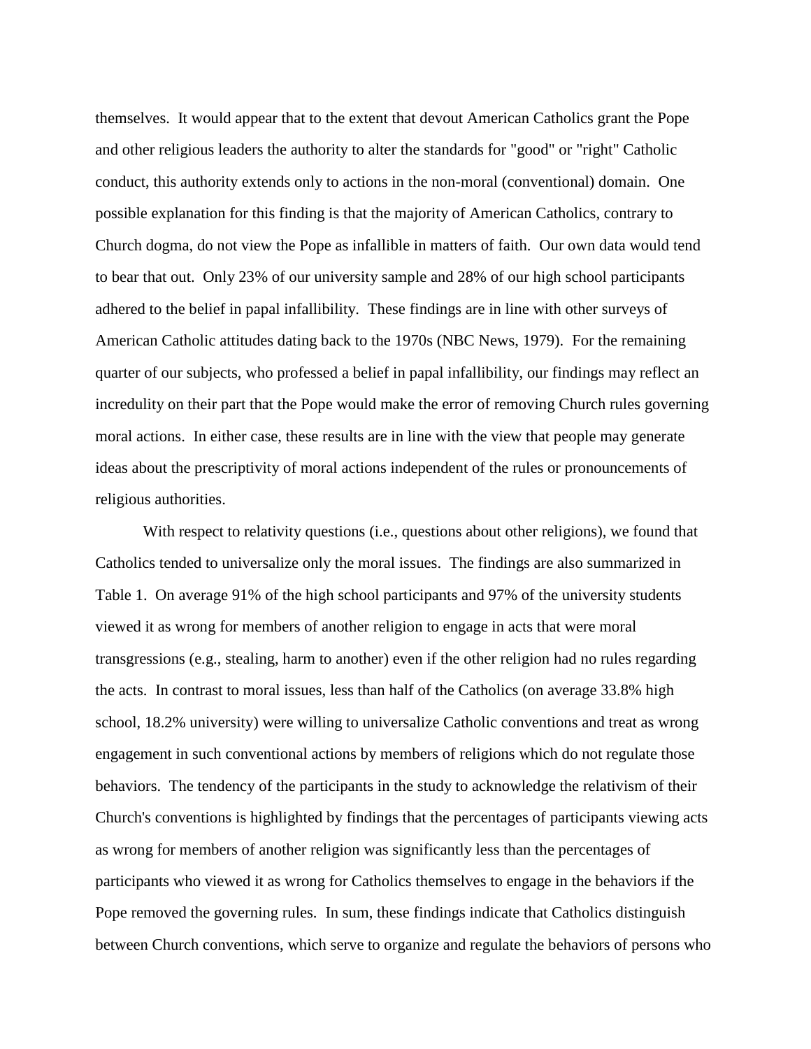themselves. It would appear that to the extent that devout American Catholics grant the Pope and other religious leaders the authority to alter the standards for "good" or "right" Catholic conduct, this authority extends only to actions in the non-moral (conventional) domain. One possible explanation for this finding is that the majority of American Catholics, contrary to Church dogma, do not view the Pope as infallible in matters of faith. Our own data would tend to bear that out. Only 23% of our university sample and 28% of our high school participants adhered to the belief in papal infallibility. These findings are in line with other surveys of American Catholic attitudes dating back to the 1970s (NBC News, 1979). For the remaining quarter of our subjects, who professed a belief in papal infallibility, our findings may reflect an incredulity on their part that the Pope would make the error of removing Church rules governing moral actions. In either case, these results are in line with the view that people may generate ideas about the prescriptivity of moral actions independent of the rules or pronouncements of religious authorities.

With respect to relativity questions (i.e., questions about other religions), we found that Catholics tended to universalize only the moral issues. The findings are also summarized in Table 1. On average 91% of the high school participants and 97% of the university students viewed it as wrong for members of another religion to engage in acts that were moral transgressions (e.g., stealing, harm to another) even if the other religion had no rules regarding the acts. In contrast to moral issues, less than half of the Catholics (on average 33.8% high school, 18.2% university) were willing to universalize Catholic conventions and treat as wrong engagement in such conventional actions by members of religions which do not regulate those behaviors. The tendency of the participants in the study to acknowledge the relativism of their Church's conventions is highlighted by findings that the percentages of participants viewing acts as wrong for members of another religion was significantly less than the percentages of participants who viewed it as wrong for Catholics themselves to engage in the behaviors if the Pope removed the governing rules. In sum, these findings indicate that Catholics distinguish between Church conventions, which serve to organize and regulate the behaviors of persons who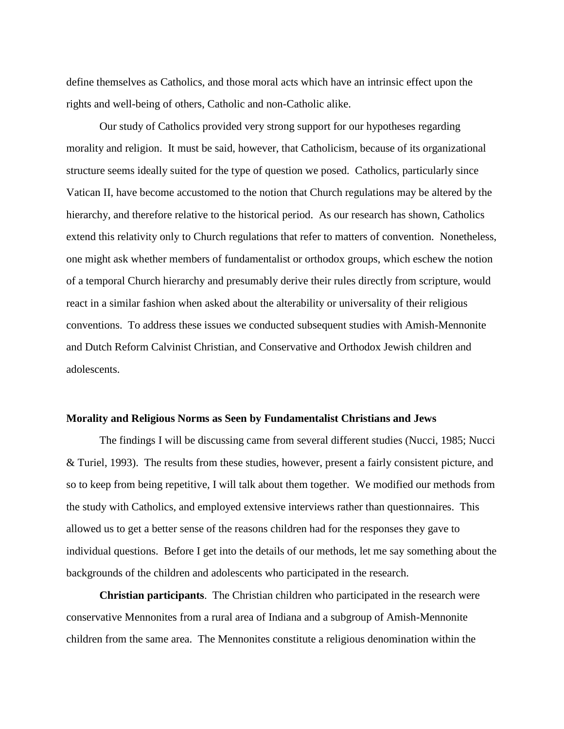define themselves as Catholics, and those moral acts which have an intrinsic effect upon the rights and well-being of others, Catholic and non-Catholic alike.

Our study of Catholics provided very strong support for our hypotheses regarding morality and religion. It must be said, however, that Catholicism, because of its organizational structure seems ideally suited for the type of question we posed. Catholics, particularly since Vatican II, have become accustomed to the notion that Church regulations may be altered by the hierarchy, and therefore relative to the historical period. As our research has shown, Catholics extend this relativity only to Church regulations that refer to matters of convention. Nonetheless, one might ask whether members of fundamentalist or orthodox groups, which eschew the notion of a temporal Church hierarchy and presumably derive their rules directly from scripture, would react in a similar fashion when asked about the alterability or universality of their religious conventions. To address these issues we conducted subsequent studies with Amish-Mennonite and Dutch Reform Calvinist Christian, and Conservative and Orthodox Jewish children and adolescents.

### Morality and Religious Norms as Seen by Fundamentalist Christians and Jews

The findings I will be discussing came from several different studies (Nucci, 1985; Nucci & Turiel, 1993). The results from these studies, however, present a fairly consistent picture, and so to keep from being repetitive, I will talk about them together. We modified our methods from the study with Catholics, and employed extensive interviews rather than questionnaires. This allowed us to get a better sense of the reasons children had for the responses they gave to individual questions. Before I get into the details of our methods, let me say something about the backgrounds of the children and adolescents who participated in the research.

**Christian participants**. The Christian children who participated in the research were conservative Mennonites from a rural area of Indiana and a subgroup of Amish-Mennonite children from the same area. The Mennonites constitute a religious denomination within the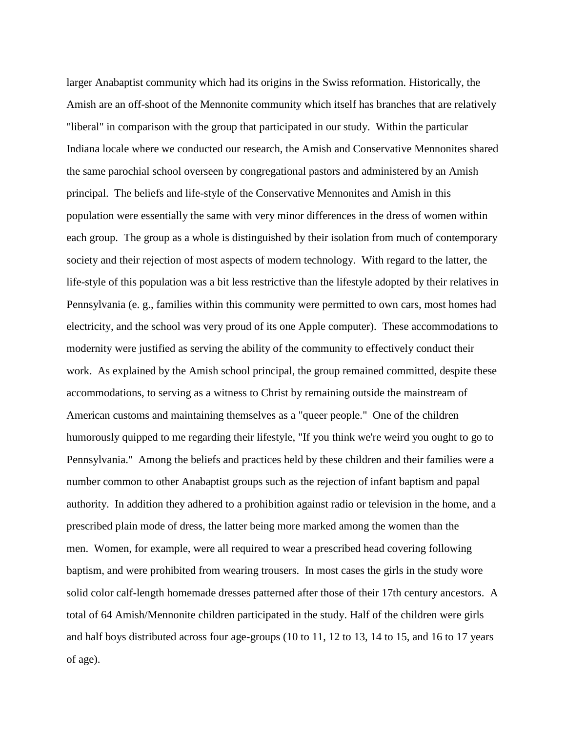larger Anabaptist community which had its origins in the Swiss reformation. Historically, the Amish are an off-shoot of the Mennonite community which itself has branches that are relatively "liberal" in comparison with the group that participated in our study. Within the particular Indiana locale where we conducted our research, the Amish and Conservative Mennonites shared the same parochial school overseen by congregational pastors and administered by an Amish principal. The beliefs and life-style of the Conservative Mennonites and Amish in this population were essentially the same with very minor differences in the dress of women within each group. The group as a whole is distinguished by their isolation from much of contemporary society and their rejection of most aspects of modern technology. With regard to the latter, the life-style of this population was a bit less restrictive than the lifestyle adopted by their relatives in Pennsylvania (e. g., families within this community were permitted to own cars, most homes had electricity, and the school was very proud of its one Apple computer). These accommodations to modernity were justified as serving the ability of the community to effectively conduct their work. As explained by the Amish school principal, the group remained committed, despite these accommodations, to serving as a witness to Christ by remaining outside the mainstream of American customs and maintaining themselves as a "queer people." One of the children humorously quipped to me regarding their lifestyle, "If you think we're weird you ought to go to Pennsylvania." Among the beliefs and practices held by these children and their families were a number common to other Anabaptist groups such as the rejection of infant baptism and papal authority. In addition they adhered to a prohibition against radio or television in the home, and a prescribed plain mode of dress, the latter being more marked among the women than the men. Women, for example, were all required to wear a prescribed head covering following baptism, and were prohibited from wearing trousers. In most cases the girls in the study wore solid color calf-length homemade dresses patterned after those of their 17th century ancestors. A total of 64 Amish/Mennonite children participated in the study. Half of the children were girls and half boys distributed across four age-groups (10 to 11, 12 to 13, 14 to 15, and 16 to 17 years of age).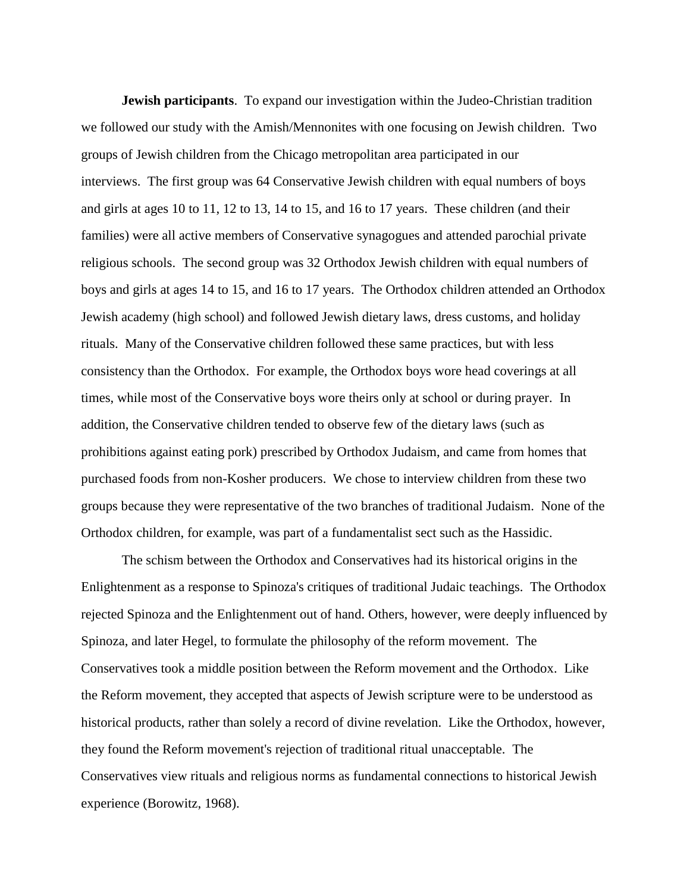**Jewish participants**. To expand our investigation within the Judeo-Christian tradition we followed our study with the Amish/Mennonites with one focusing on Jewish children. Two groups of Jewish children from the Chicago metropolitan area participated in our interviews. The first group was 64 Conservative Jewish children with equal numbers of boys and girls at ages 10 to 11, 12 to 13, 14 to 15, and 16 to 17 years. These children (and their families) were all active members of Conservative synagogues and attended parochial private religious schools. The second group was 32 Orthodox Jewish children with equal numbers of boys and girls at ages 14 to 15, and 16 to 17 years. The Orthodox children attended an Orthodox Jewish academy (high school) and followed Jewish dietary laws, dress customs, and holiday rituals. Many of the Conservative children followed these same practices, but with less consistency than the Orthodox. For example, the Orthodox boys wore head coverings at all times, while most of the Conservative boys wore theirs only at school or during prayer. In addition, the Conservative children tended to observe few of the dietary laws (such as prohibitions against eating pork) prescribed by Orthodox Judaism, and came from homes that purchased foods from non-Kosher producers. We chose to interview children from these two groups because they were representative of the two branches of traditional Judaism. None of the Orthodox children, for example, was part of a fundamentalist sect such as the Hassidic.

The schism between the Orthodox and Conservatives had its historical origins in the Enlightenment as a response to Spinoza's critiques of traditional Judaic teachings. The Orthodox rejected Spinoza and the Enlightenment out of hand. Others, however, were deeply influenced by Spinoza, and later Hegel, to formulate the philosophy of the reform movement. The Conservatives took a middle position between the Reform movement and the Orthodox. Like the Reform movement, they accepted that aspects of Jewish scripture were to be understood as historical products, rather than solely a record of divine revelation. Like the Orthodox, however, they found the Reform movement's rejection of traditional ritual unacceptable. The Conservatives view rituals and religious norms as fundamental connections to historical Jewish experience (Borowitz, 1968).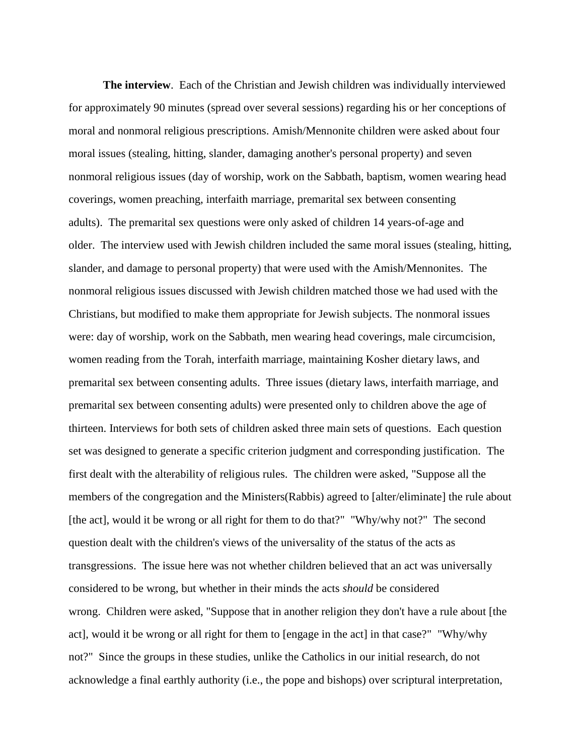**The interview**. Each of the Christian and Jewish children was individually interviewed for approximately 90 minutes (spread over several sessions) regarding his or her conceptions of moral and nonmoral religious prescriptions. Amish/Mennonite children were asked about four moral issues (stealing, hitting, slander, damaging another's personal property) and seven nonmoral religious issues (day of worship, work on the Sabbath, baptism, women wearing head coverings, women preaching, interfaith marriage, premarital sex between consenting adults). The premarital sex questions were only asked of children 14 years-of-age and older. The interview used with Jewish children included the same moral issues (stealing, hitting, slander, and damage to personal property) that were used with the Amish/Mennonites. The nonmoral religious issues discussed with Jewish children matched those we had used with the Christians, but modified to make them appropriate for Jewish subjects. The nonmoral issues were: day of worship, work on the Sabbath, men wearing head coverings, male circumcision, women reading from the Torah, interfaith marriage, maintaining Kosher dietary laws, and premarital sex between consenting adults. Three issues (dietary laws, interfaith marriage, and premarital sex between consenting adults) were presented only to children above the age of thirteen. Interviews for both sets of children asked three main sets of questions. Each question set was designed to generate a specific criterion judgment and corresponding justification. The first dealt with the alterability of religious rules. The children were asked, "Suppose all the members of the congregation and the Ministers(Rabbis) agreed to [alter/eliminate] the rule about [the act], would it be wrong or all right for them to do that?" "Why/why not?" The second question dealt with the children's views of the universality of the status of the acts as transgressions. The issue here was not whether children believed that an act was universally considered to be wrong, but whether in their minds the acts *should* be considered wrong. Children were asked, "Suppose that in another religion they don't have a rule about [the act], would it be wrong or all right for them to [engage in the act] in that case?" "Why/why not?" Since the groups in these studies, unlike the Catholics in our initial research, do not acknowledge a final earthly authority (i.e., the pope and bishops) over scriptural interpretation,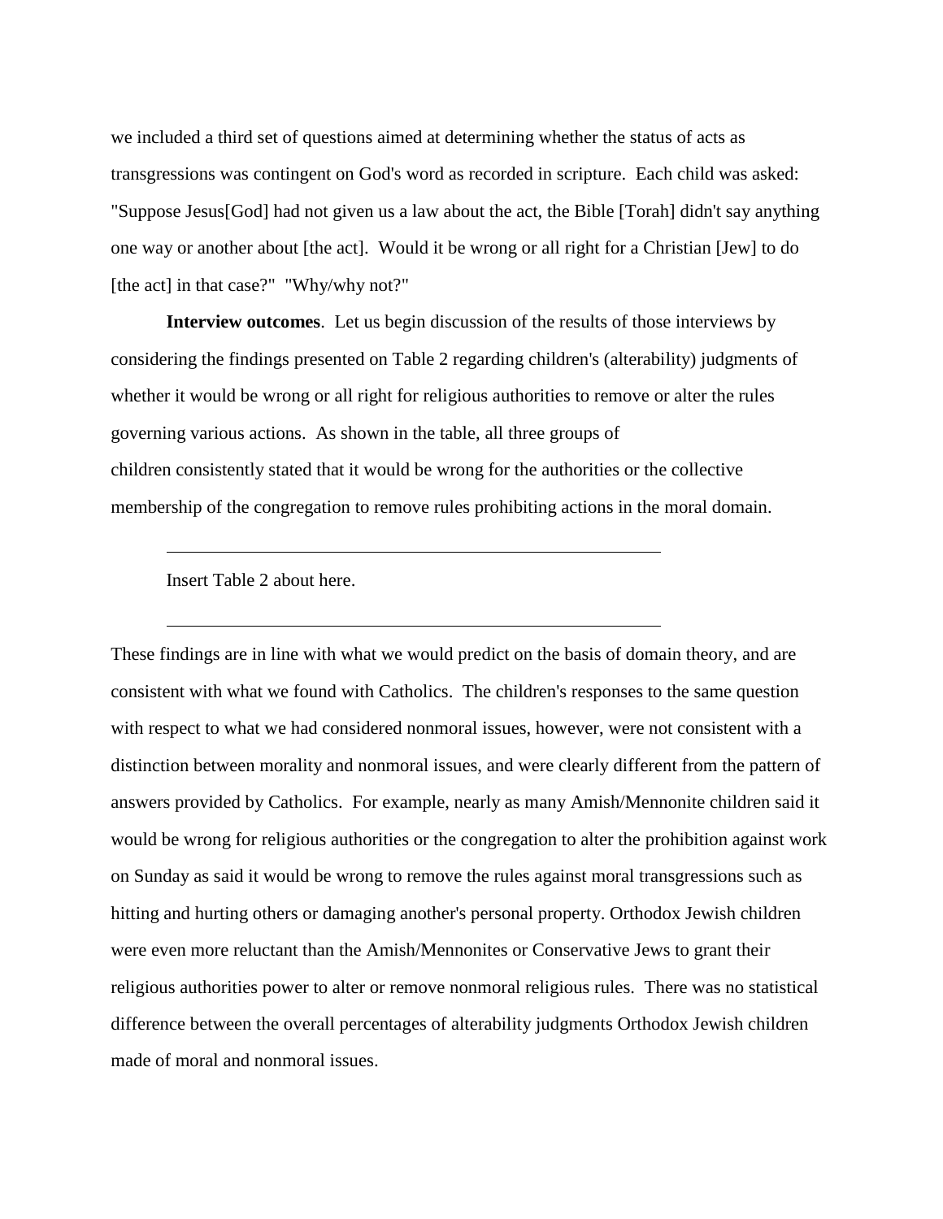we included a third set of questions aimed at determining whether the status of acts as transgressions was contingent on God's word as recorded in scripture. Each child was asked: "Suppose Jesus[God] had not given us a law about the act, the Bible [Torah] didn't say anything one way or another about [the act]. Would it be wrong or all right for a Christian [Jew] to do [the act] in that case?" "Why/why not?"

**Interview outcomes**. Let us begin discussion of the results of those interviews by considering the findings presented on Table 2 regarding children's (alterability) judgments of whether it would be wrong or all right for religious authorities to remove or alter the rules governing various actions. As shown in the table, all three groups of children consistently stated that it would be wrong for the authorities or the collective membership of the congregation to remove rules prohibiting actions in the moral domain.

---

Insert Table 2 about here.

---

These findings are in line with what we would predict on the basis of domain theory, and are consistent with what we found with Catholics. The children's responses to the same question with respect to what we had considered nonmoral issues, however, were not consistent with a distinction between morality and nonmoral issues, and were clearly different from the pattern of answers provided by Catholics. For example, nearly as many Amish/Mennonite children said it would be wrong for religious authorities or the congregation to alter the prohibition against work on Sunday as said it would be wrong to remove the rules against moral transgressions such as hitting and hurting others or damaging another's personal property. Orthodox Jewish children were even more reluctant than the Amish/Mennonites or Conservative Jews to grant their religious authorities power to alter or remove nonmoral religious rules. There was no statistical difference between the overall percentages of alterability judgments Orthodox Jewish children made of moral and nonmoral issues.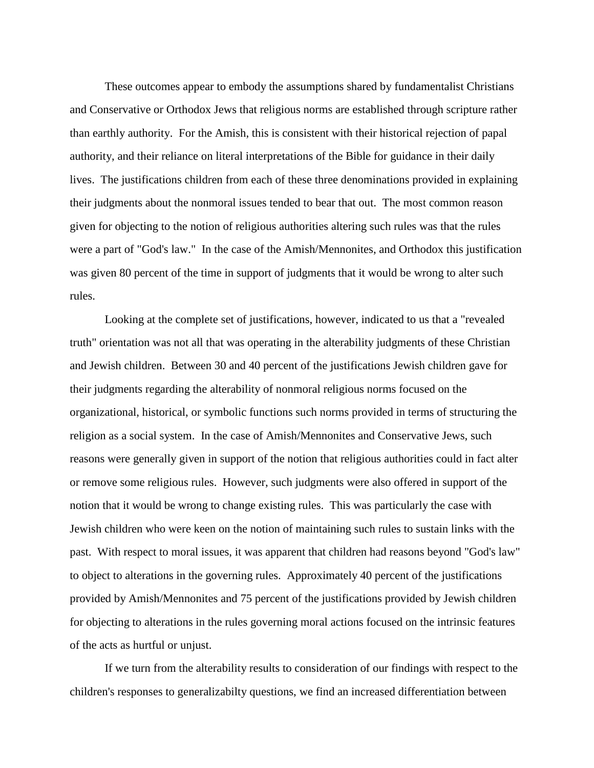These outcomes appear to embody the assumptions shared by fundamentalist Christians and Conservative or Orthodox Jews that religious norms are established through scripture rather than earthly authority. For the Amish, this is consistent with their historical rejection of papal authority, and their reliance on literal interpretations of the Bible for guidance in their daily lives. The justifications children from each of these three denominations provided in explaining their judgments about the nonmoral issues tended to bear that out. The most common reason given for objecting to the notion of religious authorities altering such rules was that the rules were a part of "God's law." In the case of the Amish/Mennonites, and Orthodox this justification was given 80 percent of the time in support of judgments that it would be wrong to alter such rules.

Looking at the complete set of justifications, however, indicated to us that a "revealed truth" orientation was not all that was operating in the alterability judgments of these Christian and Jewish children. Between 30 and 40 percent of the justifications Jewish children gave for their judgments regarding the alterability of nonmoral religious norms focused on the organizational, historical, or symbolic functions such norms provided in terms of structuring the religion as a social system. In the case of Amish/Mennonites and Conservative Jews, such reasons were generally given in support of the notion that religious authorities could in fact alter or remove some religious rules. However, such judgments were also offered in support of the notion that it would be wrong to change existing rules. This was particularly the case with Jewish children who were keen on the notion of maintaining such rules to sustain links with the past. With respect to moral issues, it was apparent that children had reasons beyond "God's law" to object to alterations in the governing rules. Approximately 40 percent of the justifications provided by Amish/Mennonites and 75 percent of the justifications provided by Jewish children for objecting to alterations in the rules governing moral actions focused on the intrinsic features of the acts as hurtful or unjust.

If we turn from the alterability results to consideration of our findings with respect to the children's responses to generalizabilty questions, we find an increased differentiation between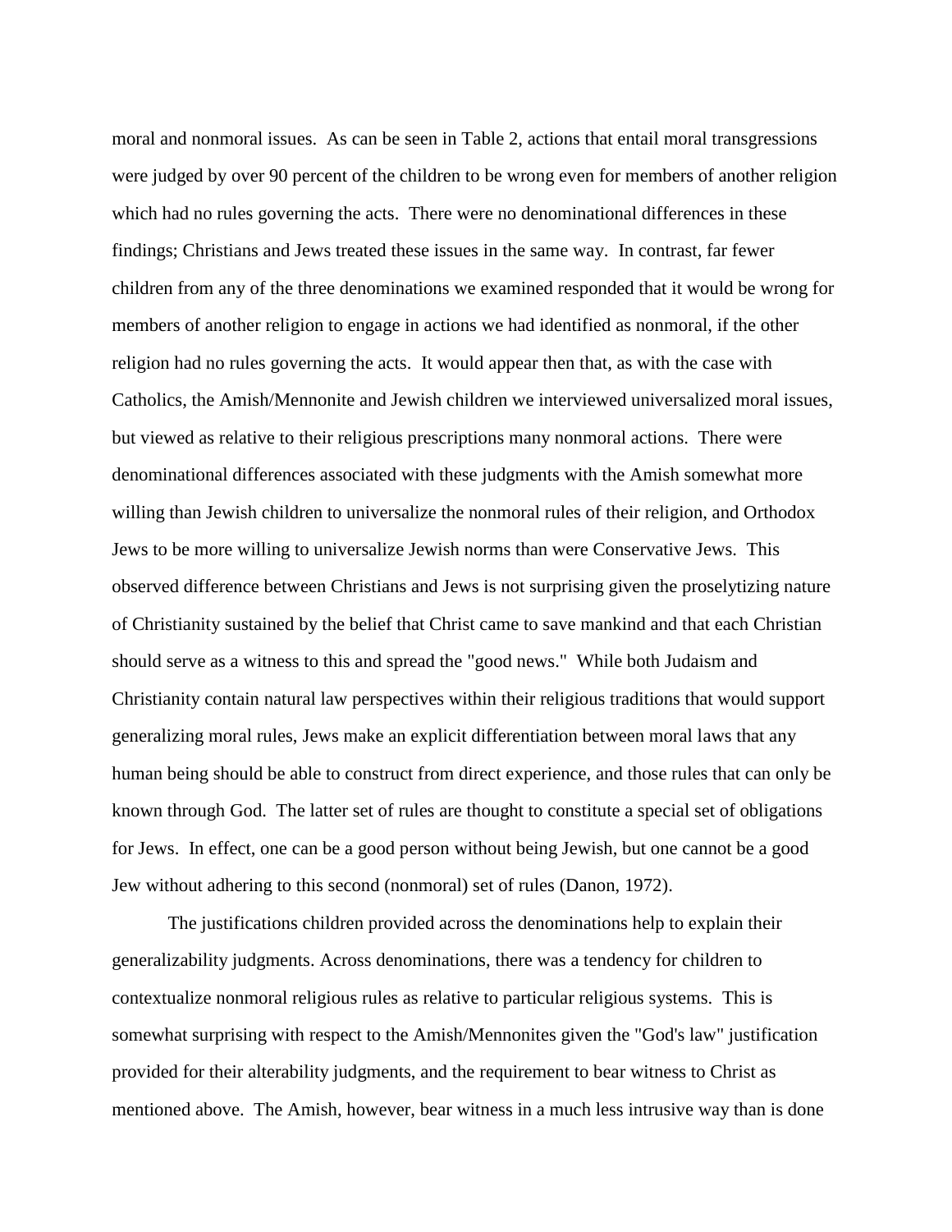moral and nonmoral issues. As can be seen in Table 2, actions that entail moral transgressions were judged by over 90 percent of the children to be wrong even for members of another religion which had no rules governing the acts. There were no denominational differences in these findings; Christians and Jews treated these issues in the same way. In contrast, far fewer children from any of the three denominations we examined responded that it would be wrong for members of another religion to engage in actions we had identified as nonmoral, if the other religion had no rules governing the acts. It would appear then that, as with the case with Catholics, the Amish/Mennonite and Jewish children we interviewed universalized moral issues, but viewed as relative to their religious prescriptions many nonmoral actions. There were denominational differences associated with these judgments with the Amish somewhat more willing than Jewish children to universalize the nonmoral rules of their religion, and Orthodox Jews to be more willing to universalize Jewish norms than were Conservative Jews. This observed difference between Christians and Jews is not surprising given the proselytizing nature of Christianity sustained by the belief that Christ came to save mankind and that each Christian should serve as a witness to this and spread the "good news." While both Judaism and Christianity contain natural law perspectives within their religious traditions that would support generalizing moral rules, Jews make an explicit differentiation between moral laws that any human being should be able to construct from direct experience, and those rules that can only be known through God. The latter set of rules are thought to constitute a special set of obligations for Jews. In effect, one can be a good person without being Jewish, but one cannot be a good Jew without adhering to this second (nonmoral) set of rules (Danon, 1972).

The justifications children provided across the denominations help to explain their generalizability judgments. Across denominations, there was a tendency for children to contextualize nonmoral religious rules as relative to particular religious systems. This is somewhat surprising with respect to the Amish/Mennonites given the "God's law" justification provided for their alterability judgments, and the requirement to bear witness to Christ as mentioned above. The Amish, however, bear witness in a much less intrusive way than is done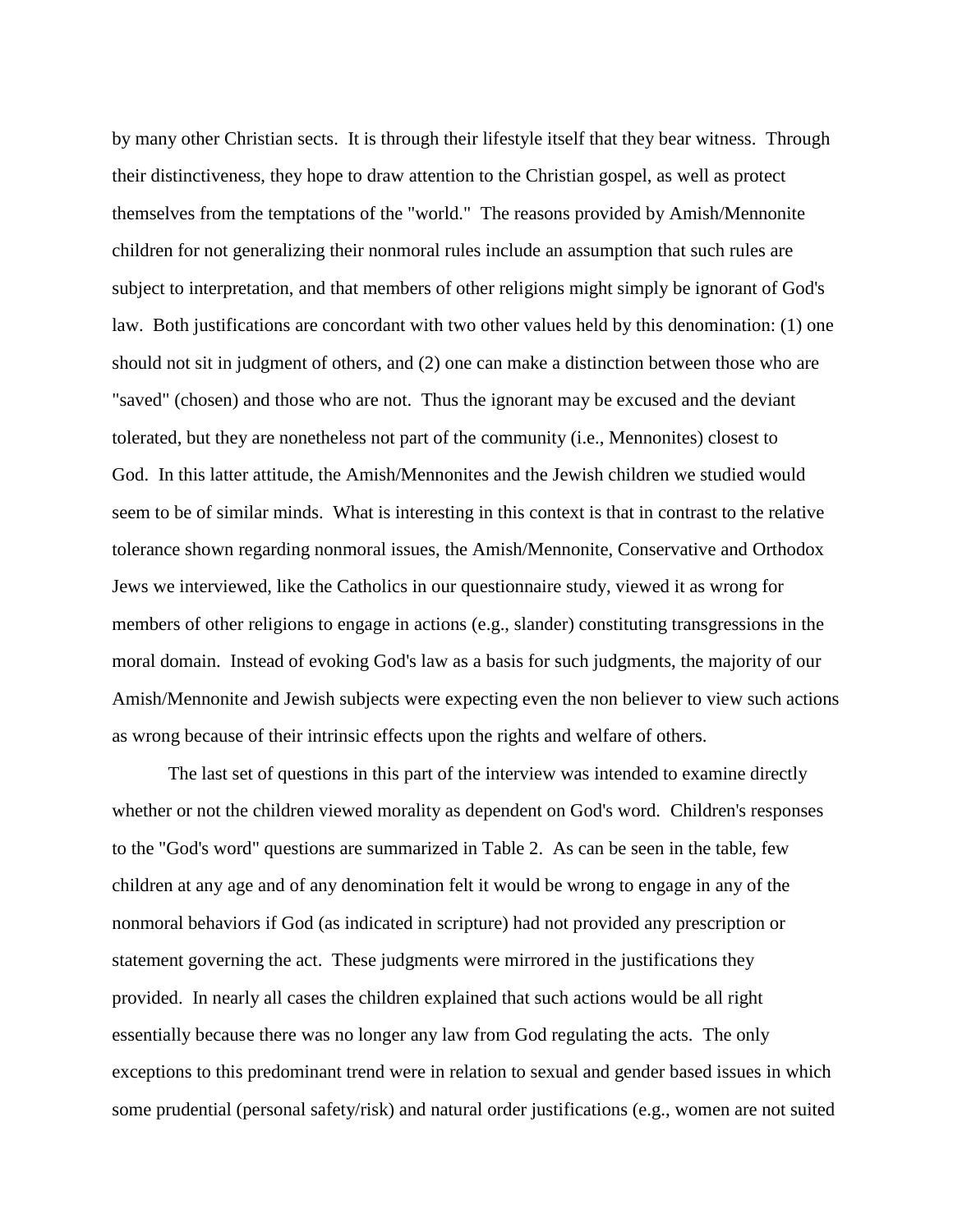by many other Christian sects. It is through their lifestyle itself that they bear witness. Through their distinctiveness, they hope to draw attention to the Christian gospel, as well as protect themselves from the temptations of the "world." The reasons provided by Amish/Mennonite children for not generalizing their nonmoral rules include an assumption that such rules are subject to interpretation, and that members of other religions might simply be ignorant of God's law. Both justifications are concordant with two other values held by this denomination: (1) one should not sit in judgment of others, and (2) one can make a distinction between those who are "saved" (chosen) and those who are not. Thus the ignorant may be excused and the deviant tolerated, but they are nonetheless not part of the community (i.e., Mennonites) closest to God. In this latter attitude, the Amish/Mennonites and the Jewish children we studied would seem to be of similar minds. What is interesting in this context is that in contrast to the relative tolerance shown regarding nonmoral issues, the Amish/Mennonite, Conservative and Orthodox Jews we interviewed, like the Catholics in our questionnaire study, viewed it as wrong for members of other religions to engage in actions (e.g., slander) constituting transgressions in the moral domain. Instead of evoking God's law as a basis for such judgments, the majority of our Amish/Mennonite and Jewish subjects were expecting even the non believer to view such actions as wrong because of their intrinsic effects upon the rights and welfare of others.

The last set of questions in this part of the interview was intended to examine directly whether or not the children viewed morality as dependent on God's word. Children's responses to the "God's word" questions are summarized in Table 2. As can be seen in the table, few children at any age and of any denomination felt it would be wrong to engage in any of the nonmoral behaviors if God (as indicated in scripture) had not provided any prescription or statement governing the act. These judgments were mirrored in the justifications they provided. In nearly all cases the children explained that such actions would be all right essentially because there was no longer any law from God regulating the acts. The only exceptions to this predominant trend were in relation to sexual and gender based issues in which some prudential (personal safety/risk) and natural order justifications (e.g., women are not suited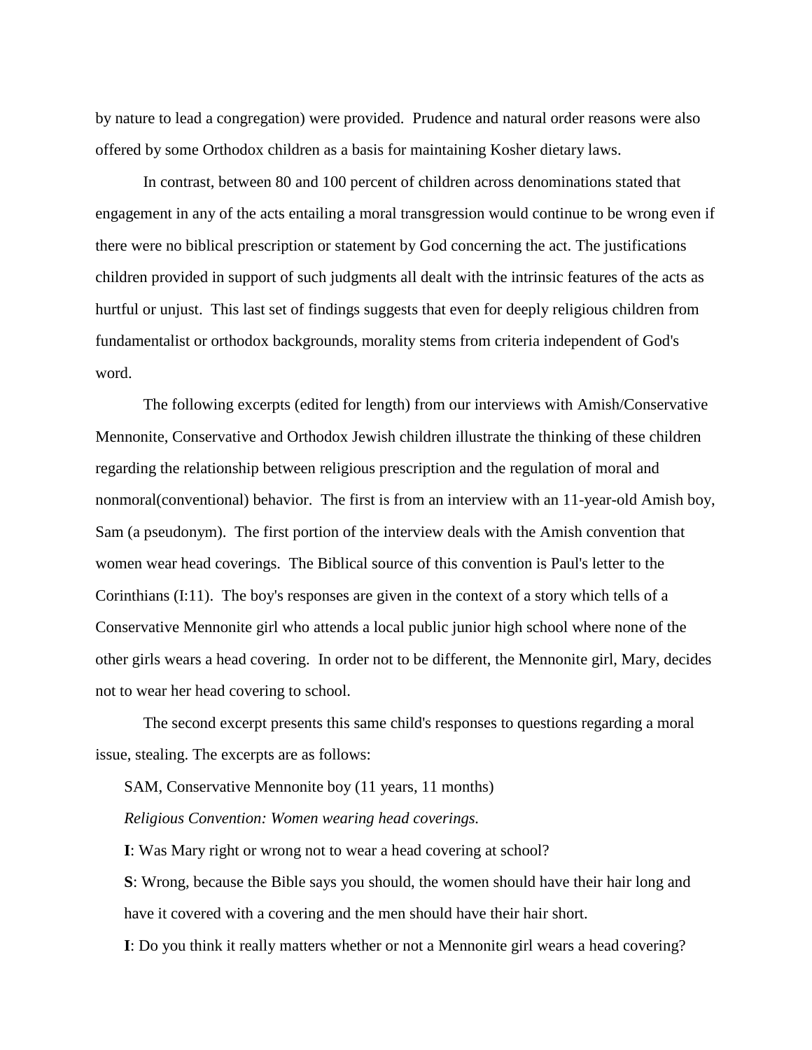by nature to lead a congregation) were provided. Prudence and natural order reasons were also offered by some Orthodox children as a basis for maintaining Kosher dietary laws.

In contrast, between 80 and 100 percent of children across denominations stated that engagement in any of the acts entailing a moral transgression would continue to be wrong even if there were no biblical prescription or statement by God concerning the act. The justifications children provided in support of such judgments all dealt with the intrinsic features of the acts as hurtful or unjust. This last set of findings suggests that even for deeply religious children from fundamentalist or orthodox backgrounds, morality stems from criteria independent of God's word.

The following excerpts (edited for length) from our interviews with Amish/Conservative Mennonite, Conservative and Orthodox Jewish children illustrate the thinking of these children regarding the relationship between religious prescription and the regulation of moral and nonmoral(conventional) behavior. The first is from an interview with an 11-year-old Amish boy, Sam (a pseudonym). The first portion of the interview deals with the Amish convention that women wear head coverings. The Biblical source of this convention is Paul's letter to the Corinthians (I:11). The boy's responses are given in the context of a story which tells of a Conservative Mennonite girl who attends a local public junior high school where none of the other girls wears a head covering. In order not to be different, the Mennonite girl, Mary, decides not to wear her head covering to school.

The second excerpt presents this same child's responses to questions regarding a moral issue, stealing. The excerpts are as follows:

SAM, Conservative Mennonite boy (11 years, 11 months)

*Religious Convention: Women wearing head coverings.*

**I**: Was Mary right or wrong not to wear a head covering at school?

**S**: Wrong, because the Bible says you should, the women should have their hair long and have it covered with a covering and the men should have their hair short.

**I**: Do you think it really matters whether or not a Mennonite girl wears a head covering?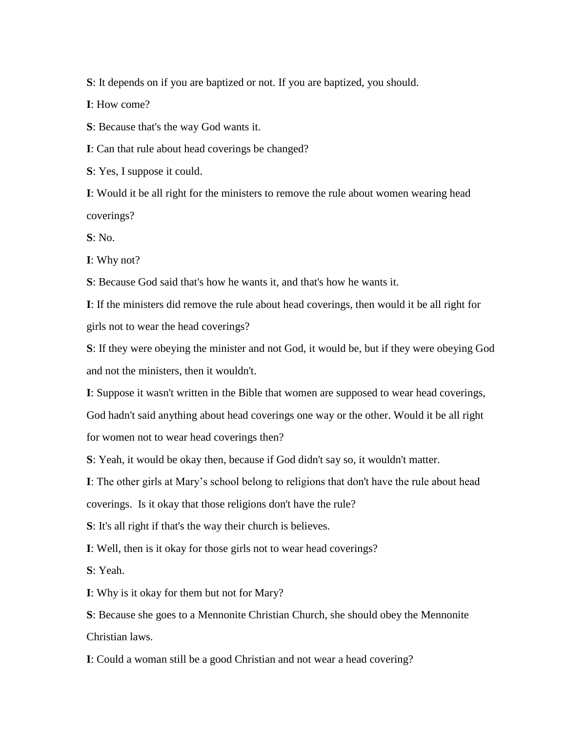**S**: It depends on if you are baptized or not. If you are baptized, you should.

**I**: How come?

**S**: Because that's the way God wants it.

**I**: Can that rule about head coverings be changed?

**S**: Yes, I suppose it could.

**I**: Would it be all right for the ministers to remove the rule about women wearing head coverings?

**S**: No.

**I**: Why not?

**S**: Because God said that's how he wants it, and that's how he wants it.

**I**: If the ministers did remove the rule about head coverings, then would it be all right for girls not to wear the head coverings?

**S**: If they were obeying the minister and not God, it would be, but if they were obeying God and not the ministers, then it wouldn't.

**I**: Suppose it wasn't written in the Bible that women are supposed to wear head coverings, God hadn't said anything about head coverings one way or the other. Would it be all right for women not to wear head coverings then?

**S**: Yeah, it would be okay then, because if God didn't say so, it wouldn't matter.

**I**: The other girls at Mary's school belong to religions that don't have the rule about head coverings. Is it okay that those religions don't have the rule?

**S**: It's all right if that's the way their church is believes.

**I**: Well, then is it okay for those girls not to wear head coverings?

**S**: Yeah.

**I**: Why is it okay for them but not for Mary?

**S**: Because she goes to a Mennonite Christian Church, she should obey the Mennonite Christian laws.

**I**: Could a woman still be a good Christian and not wear a head covering?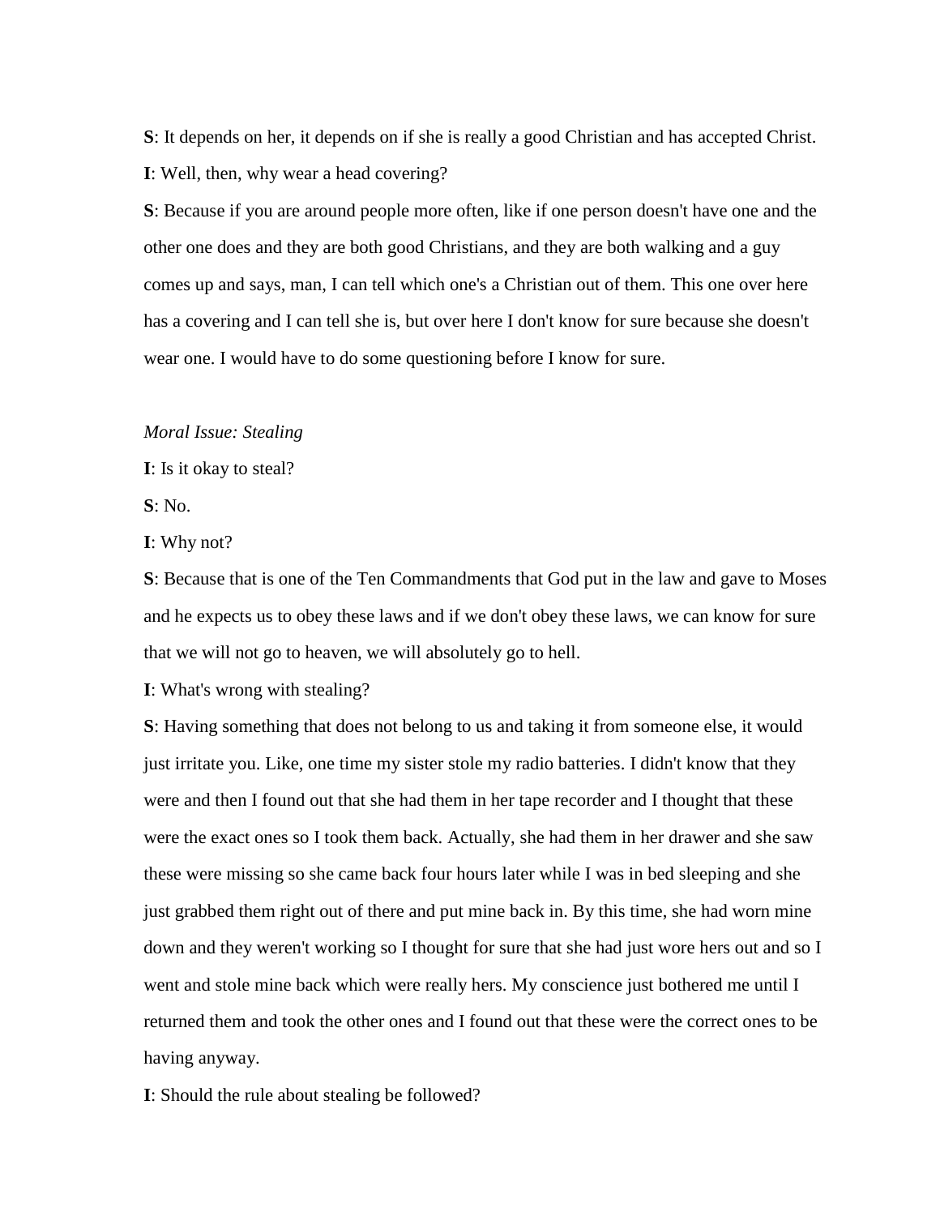**S**: It depends on her, it depends on if she is really a good Christian and has accepted Christ.

**I**: Well, then, why wear a head covering?

**S**: Because if you are around people more often, like if one person doesn't have one and the other one does and they are both good Christians, and they are both walking and a guy comes up and says, man, I can tell which one's a Christian out of them. This one over here has a covering and I can tell she is, but over here I don't know for sure because she doesn't wear one. I would have to do some questioning before I know for sure.

*Moral Issue: Stealing*

**I**: Is it okay to steal?

**S**: No.

**I**: Why not?

**S**: Because that is one of the Ten Commandments that God put in the law and gave to Moses and he expects us to obey these laws and if we don't obey these laws, we can know for sure that we will not go to heaven, we will absolutely go to hell.

**I**: What's wrong with stealing?

**S**: Having something that does not belong to us and taking it from someone else, it would just irritate you. Like, one time my sister stole my radio batteries. I didn't know that they were and then I found out that she had them in her tape recorder and I thought that these were the exact ones so I took them back. Actually, she had them in her drawer and she saw these were missing so she came back four hours later while I was in bed sleeping and she just grabbed them right out of there and put mine back in. By this time, she had worn mine down and they weren't working so I thought for sure that she had just wore hers out and so I went and stole mine back which were really hers. My conscience just bothered me until I returned them and took the other ones and I found out that these were the correct ones to be having anyway.

**I**: Should the rule about stealing be followed?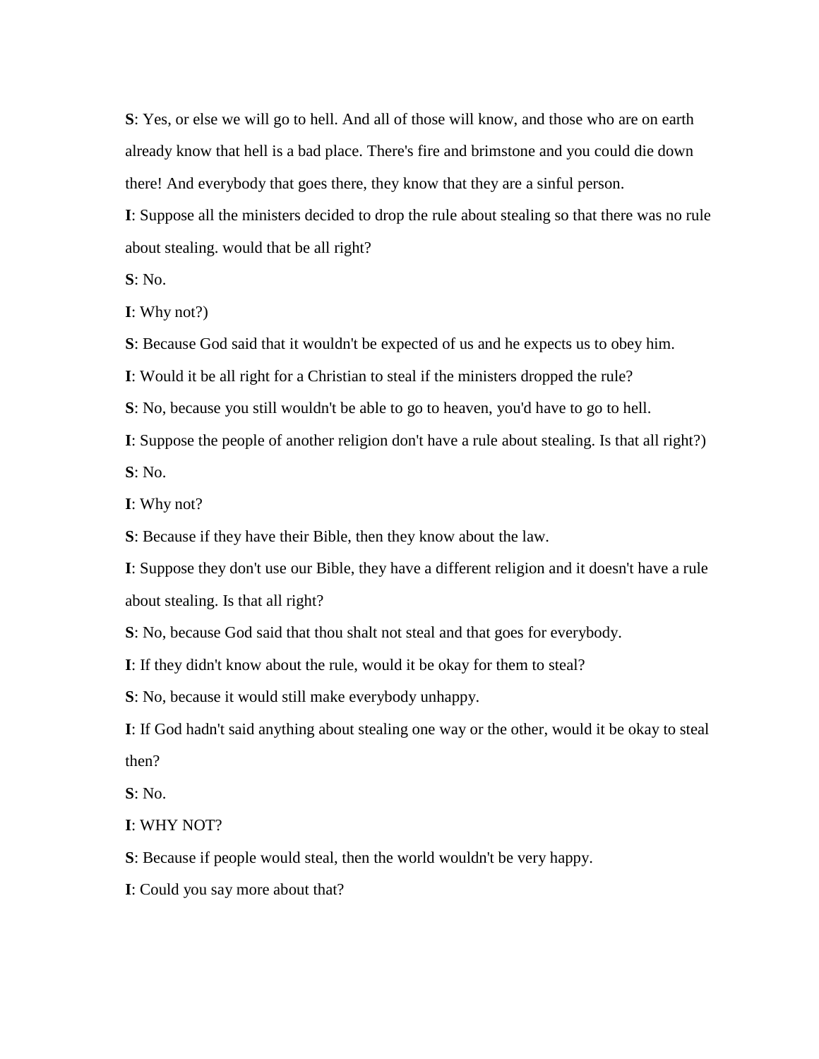**S**: Yes, or else we will go to hell. And all of those will know, and those who are on earth already know that hell is a bad place. There's fire and brimstone and you could die down there! And everybody that goes there, they know that they are a sinful person.

**I**: Suppose all the ministers decided to drop the rule about stealing so that there was no rule about stealing. would that be all right?

**S**: No.

**I**: Why not?)

**S**: Because God said that it wouldn't be expected of us and he expects us to obey him.

**I**: Would it be all right for a Christian to steal if the ministers dropped the rule?

**S**: No, because you still wouldn't be able to go to heaven, you'd have to go to hell.

**I**: Suppose the people of another religion don't have a rule about stealing. Is that all right?)

**S**: No.

**I**: Why not?

**S**: Because if they have their Bible, then they know about the law.

**I**: Suppose they don't use our Bible, they have a different religion and it doesn't have a rule about stealing. Is that all right?

**S**: No, because God said that thou shalt not steal and that goes for everybody.

**I**: If they didn't know about the rule, would it be okay for them to steal?

**S**: No, because it would still make everybody unhappy.

**I**: If God hadn't said anything about stealing one way or the other, would it be okay to steal then?

**S**: No.

**I**: WHY NOT?

**S**: Because if people would steal, then the world wouldn't be very happy.

**I**: Could you say more about that?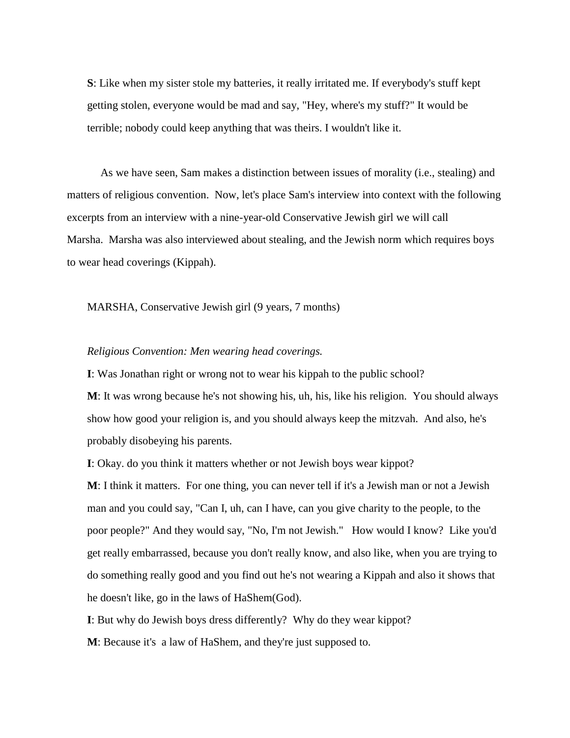**S**: Like when my sister stole my batteries, it really irritated me. If everybody's stuff kept getting stolen, everyone would be mad and say, "Hey, where's my stuff?" It would be terrible; nobody could keep anything that was theirs. I wouldn't like it.

As we have seen, Sam makes a distinction between issues of morality (i.e., stealing) and matters of religious convention. Now, let's place Sam's interview into context with the following excerpts from an interview with a nine-year-old Conservative Jewish girl we will call Marsha. Marsha was also interviewed about stealing, and the Jewish norm which requires boys to wear head coverings (Kippah).

MARSHA, Conservative Jewish girl (9 years, 7 months)

*Religious Convention: Men wearing head coverings.*

**I**: Was Jonathan right or wrong not to wear his kippah to the public school?

**M**: It was wrong because he's not showing his, uh, his, like his religion. You should always show how good your religion is, and you should always keep the mitzvah. And also, he's probably disobeying his parents.

**I**: Okay. do you think it matters whether or not Jewish boys wear kippot?

**M**: I think it matters. For one thing, you can never tell if it's a Jewish man or not a Jewish man and you could say, "Can I, uh, can I have, can you give charity to the people, to the poor people?" And they would say, "No, I'm not Jewish." How would I know? Like you'd get really embarrassed, because you don't really know, and also like, when you are trying to do something really good and you find out he's not wearing a Kippah and also it shows that he doesn't like, go in the laws of HaShem(God).

**I**: But why do Jewish boys dress differently? Why do they wear kippot?

**M**: Because it's a law of HaShem, and they're just supposed to.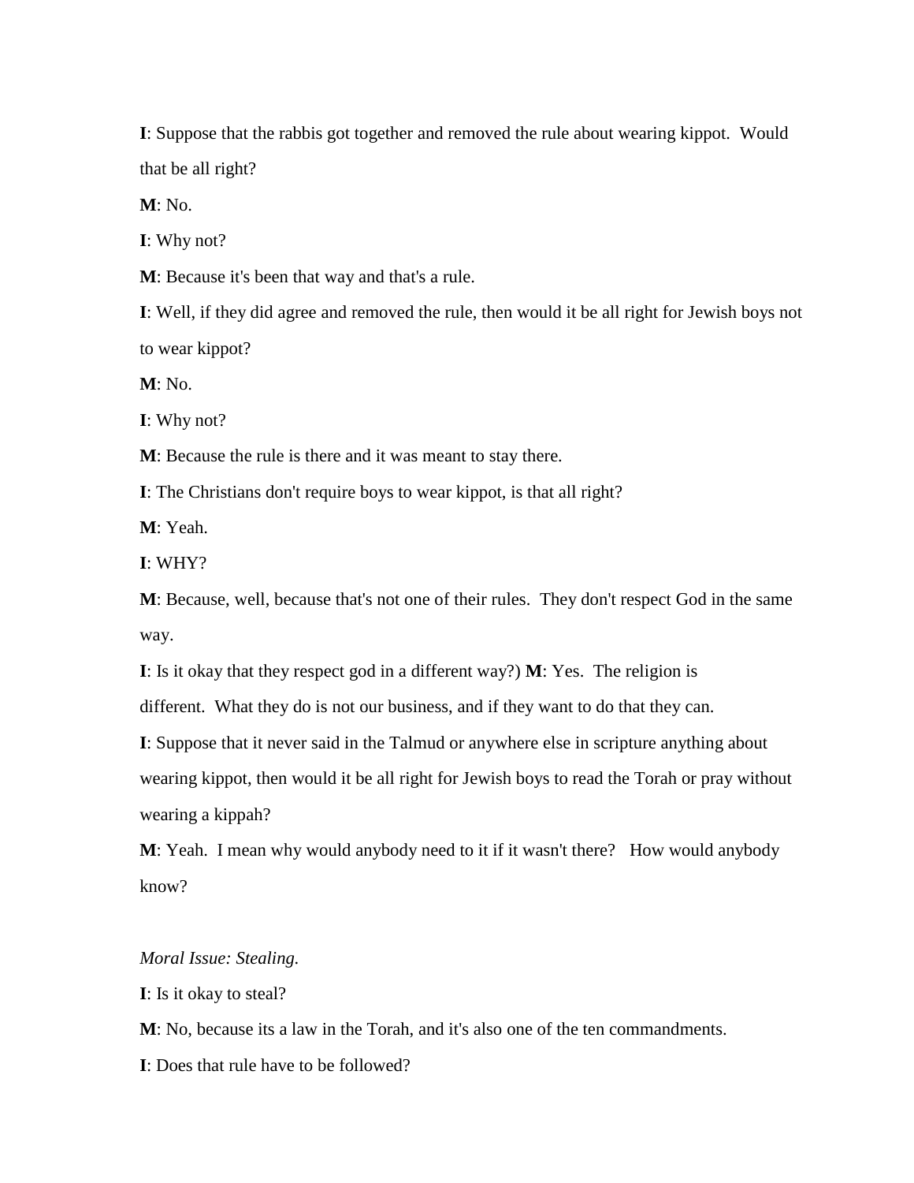**I**: Suppose that the rabbis got together and removed the rule about wearing kippot. Would that be all right?

**M**: No.

**I**: Why not?

**M**: Because it's been that way and that's a rule.

**I**: Well, if they did agree and removed the rule, then would it be all right for Jewish boys not to wear kippot?

**M**: No.

**I**: Why not?

**M**: Because the rule is there and it was meant to stay there.

**I**: The Christians don't require boys to wear kippot, is that all right?

**M**: Yeah.

**I**: WHY?

**M**: Because, well, because that's not one of their rules. They don't respect God in the same way.

**I**: Is it okay that they respect god in a different way?) **M**: Yes. The religion is different. What they do is not our business, and if they want to do that they can.

**I**: Suppose that it never said in the Talmud or anywhere else in scripture anything about wearing kippot, then would it be all right for Jewish boys to read the Torah or pray without wearing a kippah?

**M**: Yeah. I mean why would anybody need to it if it wasn't there? How would anybody know?

*Moral Issue: Stealing.*

**I**: Is it okay to steal?

**M**: No, because its a law in the Torah, and it's also one of the ten commandments.

**I**: Does that rule have to be followed?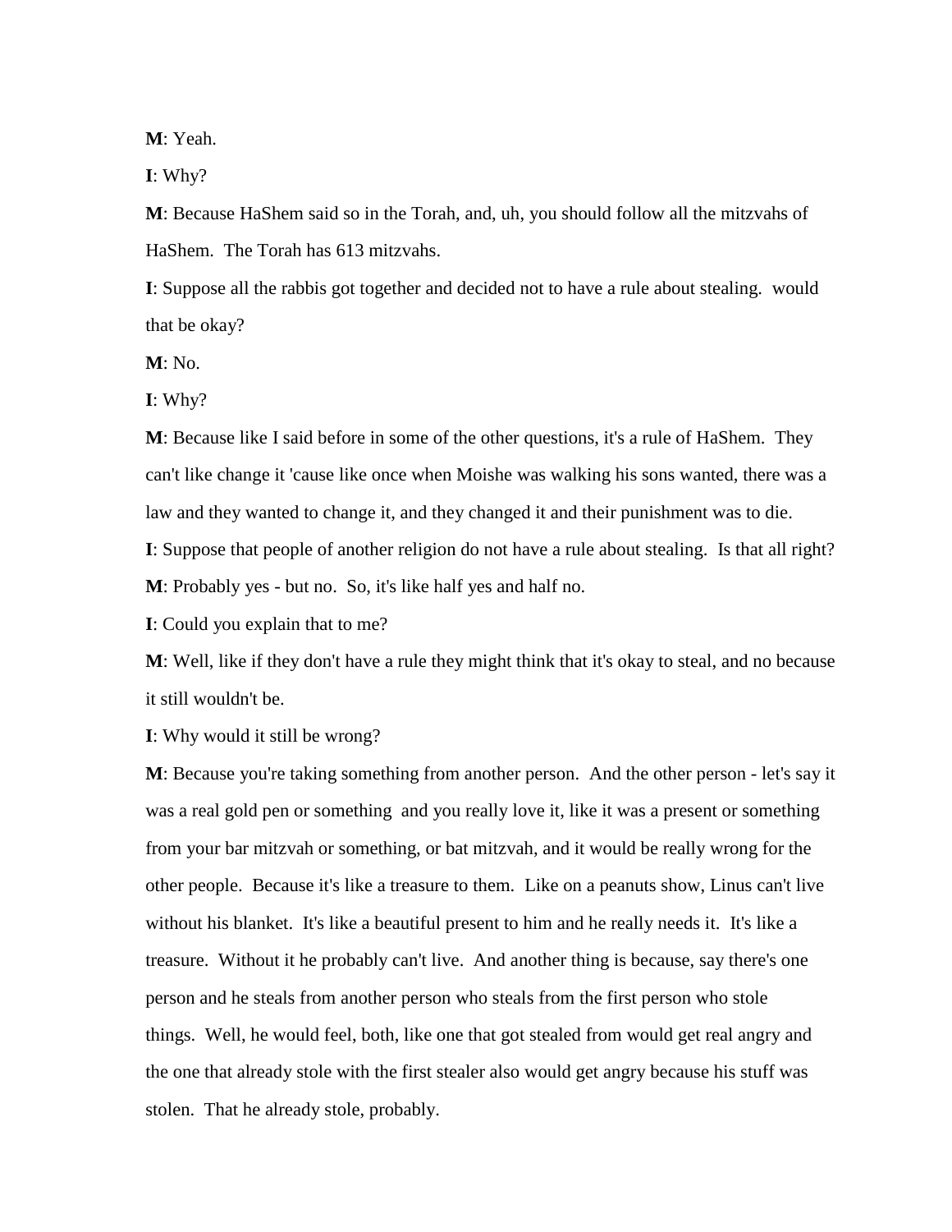**M**: Yeah.

**I**: Why?

**M**: Because HaShem said so in the Torah, and, uh, you should follow all the mitzvahs of HaShem. The Torah has 613 mitzvahs.

**I**: Suppose all the rabbis got together and decided not to have a rule about stealing. would that be okay?

**M**: No.

**I**: Why?

**M**: Because like I said before in some of the other questions, it's a rule of HaShem. They can't like change it 'cause like once when Moishe was walking his sons wanted, there was a law and they wanted to change it, and they changed it and their punishment was to die.

**I**: Suppose that people of another religion do not have a rule about stealing. Is that all right?

**M**: Probably yes - but no. So, it's like half yes and half no.

**I**: Could you explain that to me?

**M**: Well, like if they don't have a rule they might think that it's okay to steal, and no because it still wouldn't be.

**I**: Why would it still be wrong?

**M**: Because you're taking something from another person. And the other person - let's say it was a real gold pen or something and you really love it, like it was a present or something from your bar mitzvah or something, or bat mitzvah, and it would be really wrong for the other people. Because it's like a treasure to them. Like on a peanuts show, Linus can't live without his blanket. It's like a beautiful present to him and he really needs it. It's like a treasure. Without it he probably can't live. And another thing is because, say there's one person and he steals from another person who steals from the first person who stole things. Well, he would feel, both, like one that got stealed from would get real angry and the one that already stole with the first stealer also would get angry because his stuff was stolen. That he already stole, probably.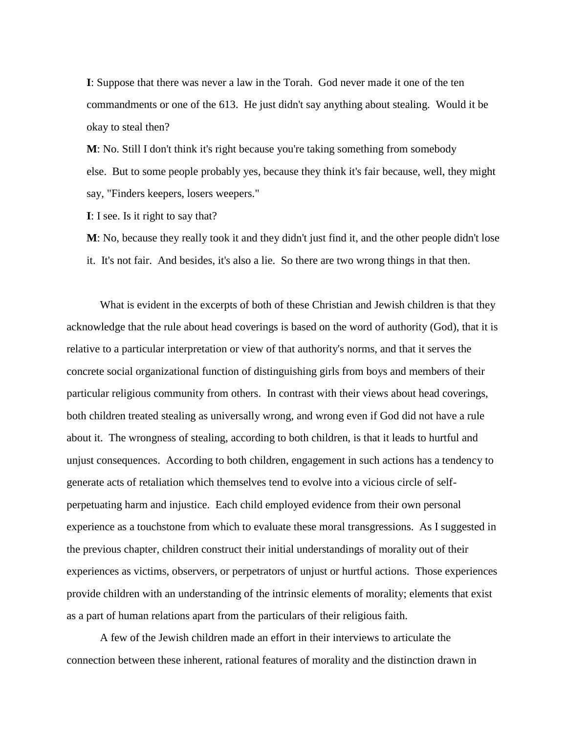**I**: Suppose that there was never a law in the Torah. God never made it one of the ten commandments or one of the 613. He just didn't say anything about stealing. Would it be okay to steal then?

**M**: No. Still I don't think it's right because you're taking something from somebody else. But to some people probably yes, because they think it's fair because, well, they might say, "Finders keepers, losers weepers."

**I**: I see. Is it right to say that?

**M**: No, because they really took it and they didn't just find it, and the other people didn't lose it. It's not fair. And besides, it's also a lie. So there are two wrong things in that then.

What is evident in the excerpts of both of these Christian and Jewish children is that they acknowledge that the rule about head coverings is based on the word of authority (God), that it is relative to a particular interpretation or view of that authority's norms, and that it serves the concrete social organizational function of distinguishing girls from boys and members of their particular religious community from others. In contrast with their views about head coverings, both children treated stealing as universally wrong, and wrong even if God did not have a rule about it. The wrongness of stealing, according to both children, is that it leads to hurtful and unjust consequences. According to both children, engagement in such actions has a tendency to generate acts of retaliation which themselves tend to evolve into a vicious circle of self-perpetuating harm and injustice. Each child employed evidence from their own personal experience as a touchstone from which to evaluate these moral transgressions. As I suggested in the previous chapter, children construct their initial understandings of morality out of their experiences as victims, observers, or perpetrators of unjust or hurtful actions. Those experiences provide children with an understanding of the intrinsic elements of morality; elements that exist as a part of human relations apart from the particulars of their religious faith.

A few of the Jewish children made an effort in their interviews to articulate the connection between these inherent, rational features of morality and the distinction drawn in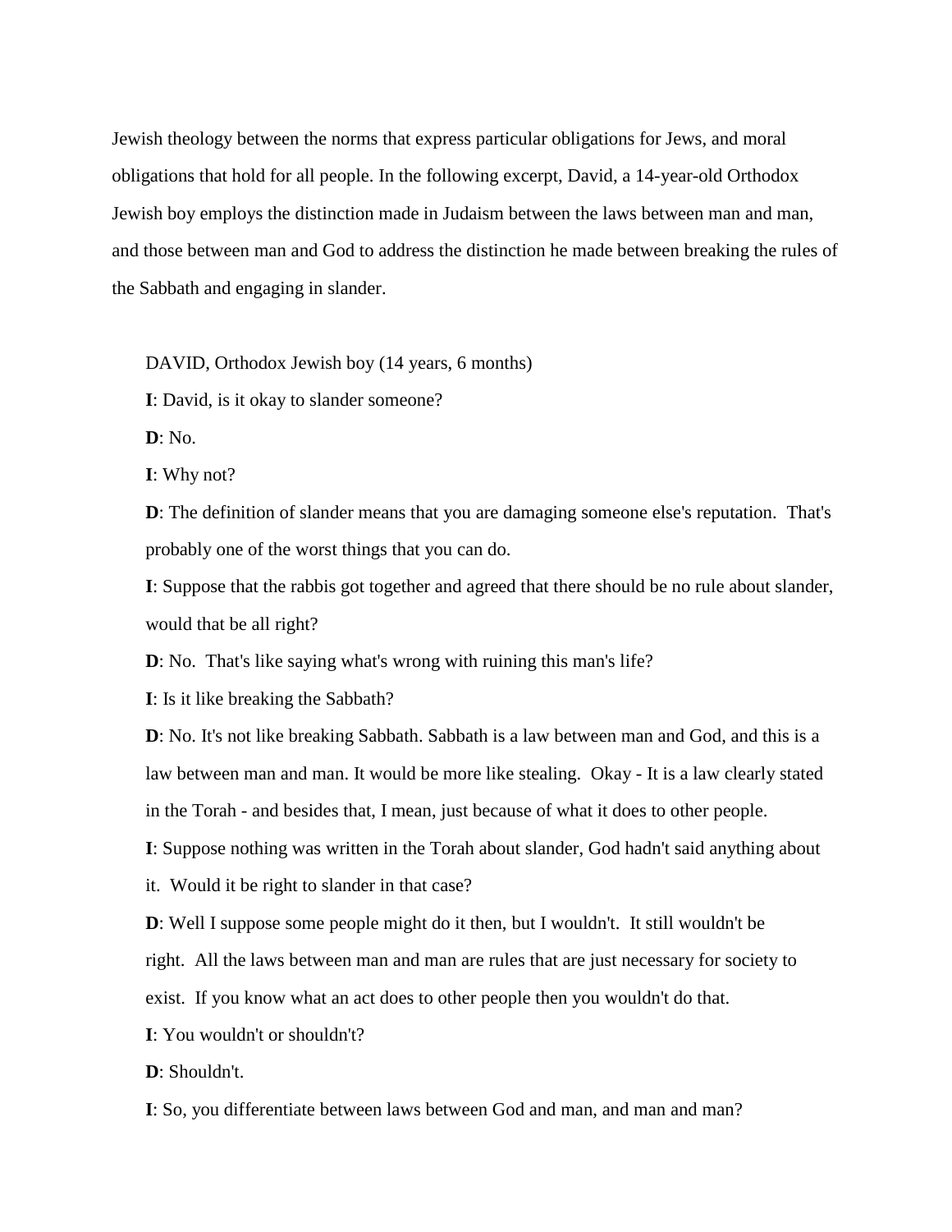Jewish theology between the norms that express particular obligations for Jews, and moral obligations that hold for all people. In the following excerpt, David, a 14-year-old Orthodox Jewish boy employs the distinction made in Judaism between the laws between man and man, and those between man and God to address the distinction he made between breaking the rules of the Sabbath and engaging in slander.

DAVID, Orthodox Jewish boy (14 years, 6 months)

**I**: David, is it okay to slander someone?

**D**: No.

**I**: Why not?

**D**: The definition of slander means that you are damaging someone else's reputation. That's probably one of the worst things that you can do.

**I**: Suppose that the rabbis got together and agreed that there should be no rule about slander, would that be all right?

**D**: No. That's like saying what's wrong with ruining this man's life?

**I**: Is it like breaking the Sabbath?

**D**: No. It's not like breaking Sabbath. Sabbath is a law between man and God, and this is a law between man and man. It would be more like stealing. Okay - It is a law clearly stated in the Torah - and besides that, I mean, just because of what it does to other people.

**I**: Suppose nothing was written in the Torah about slander, God hadn't said anything about it. Would it be right to slander in that case?

**D**: Well I suppose some people might do it then, but I wouldn't. It still wouldn't be right. All the laws between man and man are rules that are just necessary for society to exist. If you know what an act does to other people then you wouldn't do that.

**I**: You wouldn't or shouldn't?

**D**: Shouldn't.

**I**: So, you differentiate between laws between God and man, and man and man?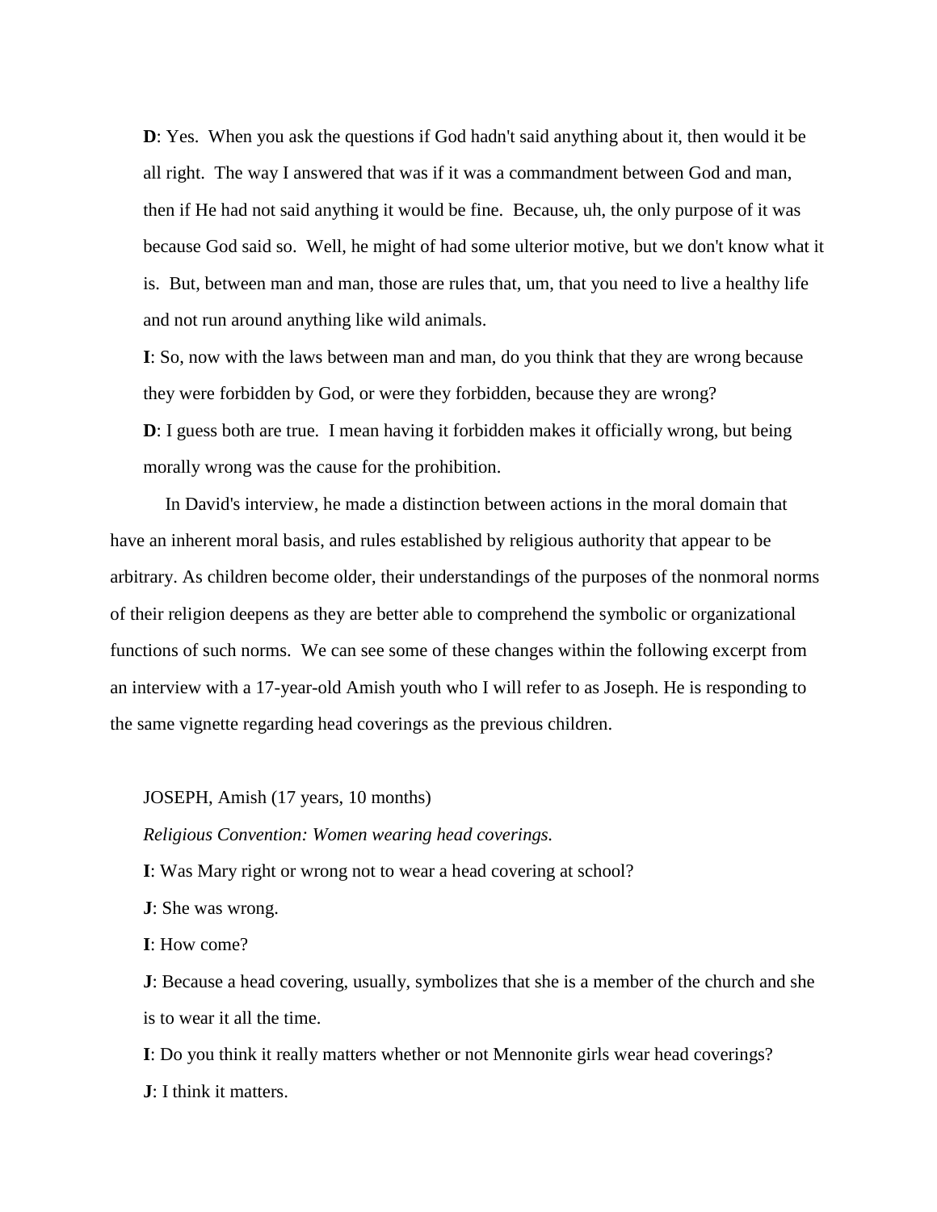**D**: Yes. When you ask the questions if God hadn't said anything about it, then would it be all right. The way I answered that was if it was a commandment between God and man, then if He had not said anything it would be fine. Because, uh, the only purpose of it was because God said so. Well, he might of had some ulterior motive, but we don't know what it is. But, between man and man, those are rules that, um, that you need to live a healthy life and not run around anything like wild animals.

**I**: So, now with the laws between man and man, do you think that they are wrong because they were forbidden by God, or were they forbidden, because they are wrong?

**D**: I guess both are true. I mean having it forbidden makes it officially wrong, but being morally wrong was the cause for the prohibition.

In David's interview, he made a distinction between actions in the moral domain that have an inherent moral basis, and rules established by religious authority that appear to be arbitrary. As children become older, their understandings of the purposes of the nonmoral norms of their religion deepens as they are better able to comprehend the symbolic or organizational functions of such norms. We can see some of these changes within the following excerpt from an interview with a 17-year-old Amish youth who I will refer to as Joseph. He is responding to the same vignette regarding head coverings as the previous children.

JOSEPH, Amish (17 years, 10 months)

*Religious Convention: Women wearing head coverings.*

**I**: Was Mary right or wrong not to wear a head covering at school?

**J**: She was wrong.

**I**: How come?

**J**: Because a head covering, usually, symbolizes that she is a member of the church and she is to wear it all the time.

**I**: Do you think it really matters whether or not Mennonite girls wear head coverings?

**J**: I think it matters.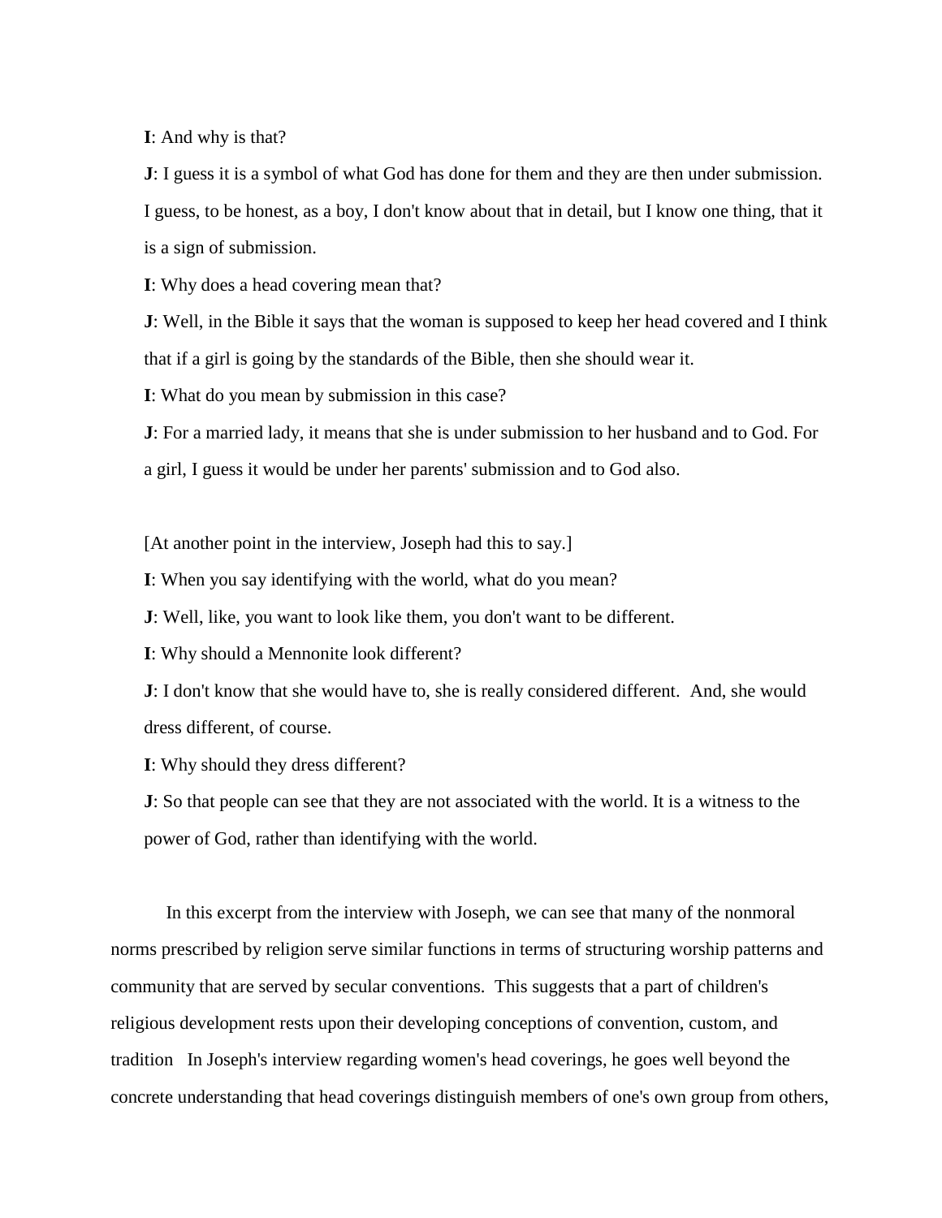**I**: And why is that?

**J**: I guess it is a symbol of what God has done for them and they are then under submission. I guess, to be honest, as a boy, I don't know about that in detail, but I know one thing, that it is a sign of submission.

**I**: Why does a head covering mean that?

**J**: Well, in the Bible it says that the woman is supposed to keep her head covered and I think that if a girl is going by the standards of the Bible, then she should wear it.

**I**: What do you mean by submission in this case?

**J**: For a married lady, it means that she is under submission to her husband and to God. For a girl, I guess it would be under her parents' submission and to God also.

[At another point in the interview, Joseph had this to say.]

**I**: When you say identifying with the world, what do you mean?

**J**: Well, like, you want to look like them, you don't want to be different.

**I**: Why should a Mennonite look different?

**J**: I don't know that she would have to, she is really considered different. And, she would dress different, of course.

**I**: Why should they dress different?

**J**: So that people can see that they are not associated with the world. It is a witness to the power of God, rather than identifying with the world.

In this excerpt from the interview with Joseph, we can see that many of the nonmoral norms prescribed by religion serve similar functions in terms of structuring worship patterns and community that are served by secular conventions. This suggests that a part of children's religious development rests upon their developing conceptions of convention, custom, and tradition In Joseph's interview regarding women's head coverings, he goes well beyond the concrete understanding that head coverings distinguish members of one's own group from others,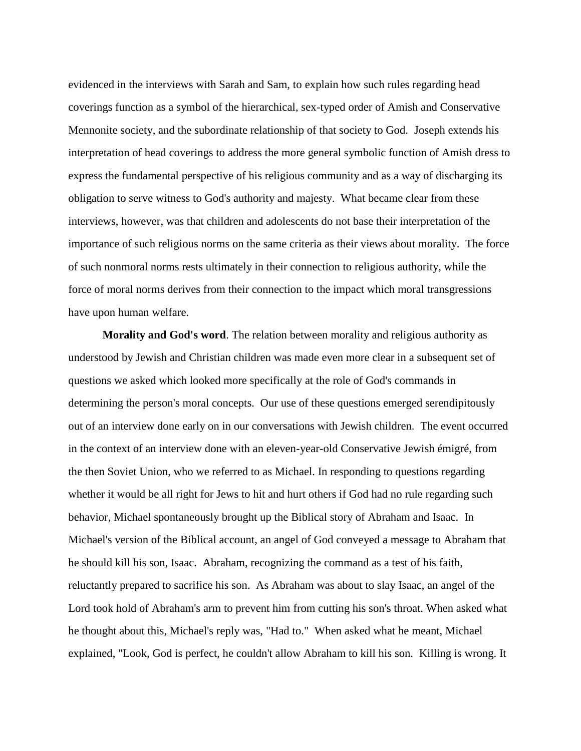evidenced in the interviews with Sarah and Sam, to explain how such rules regarding head coverings function as a symbol of the hierarchical, sex-typed order of Amish and Conservative Mennonite society, and the subordinate relationship of that society to God. Joseph extends his interpretation of head coverings to address the more general symbolic function of Amish dress to express the fundamental perspective of his religious community and as a way of discharging its obligation to serve witness to God's authority and majesty. What became clear from these interviews, however, was that children and adolescents do not base their interpretation of the importance of such religious norms on the same criteria as their views about morality. The force of such nonmoral norms rests ultimately in their connection to religious authority, while the force of moral norms derives from their connection to the impact which moral transgressions have upon human welfare.

**Morality and God's word**. The relation between morality and religious authority as understood by Jewish and Christian children was made even more clear in a subsequent set of questions we asked which looked more specifically at the role of God's commands in determining the person's moral concepts. Our use of these questions emerged serendipitously out of an interview done early on in our conversations with Jewish children. The event occurred in the context of an interview done with an eleven-year-old Conservative Jewish émigré, from the then Soviet Union, who we referred to as Michael. In responding to questions regarding whether it would be all right for Jews to hit and hurt others if God had no rule regarding such behavior, Michael spontaneously brought up the Biblical story of Abraham and Isaac. In Michael's version of the Biblical account, an angel of God conveyed a message to Abraham that he should kill his son, Isaac. Abraham, recognizing the command as a test of his faith, reluctantly prepared to sacrifice his son. As Abraham was about to slay Isaac, an angel of the Lord took hold of Abraham's arm to prevent him from cutting his son's throat. When asked what he thought about this, Michael's reply was, "Had to." When asked what he meant, Michael explained, "Look, God is perfect, he couldn't allow Abraham to kill his son. Killing is wrong. It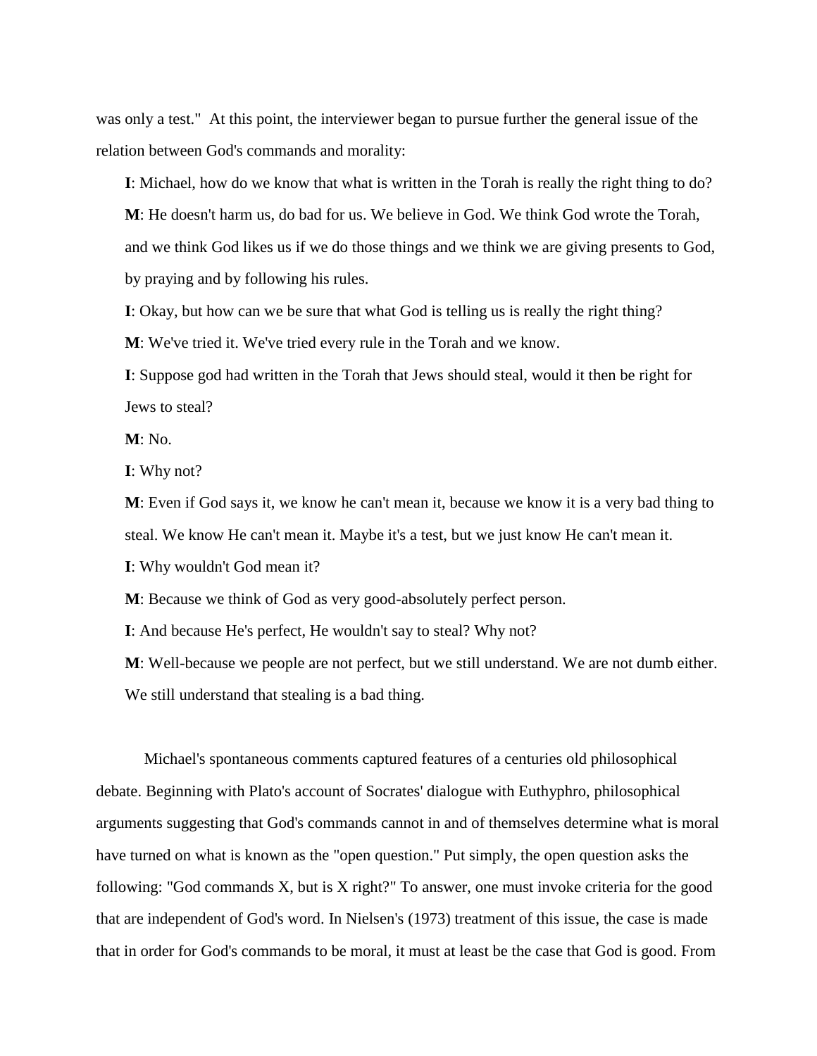was only a test." At this point, the interviewer began to pursue further the general issue of the relation between God's commands and morality:

> **I**: Michael, how do we know that what is written in the Torah is really the right thing to do?
>
> **M**: He doesn't harm us, do bad for us. We believe in God. We think God wrote the Torah, and we think God likes us if we do those things and we think we are giving presents to God, by praying and by following his rules.
>
> **I**: Okay, but how can we be sure that what God is telling us is really the right thing?
>
> **M**: We've tried it. We've tried every rule in the Torah and we know.
>
> **I**: Suppose god had written in the Torah that Jews should steal, would it then be right for Jews to steal?
>
> **M**: No.
>
> **I**: Why not?
>
> **M**: Even if God says it, we know he can't mean it, because we know it is a very bad thing to steal. We know He can't mean it. Maybe it's a test, but we just know He can't mean it.
>
> **I**: Why wouldn't God mean it?
>
> **M**: Because we think of God as very good-absolutely perfect person.
>
> **I**: And because He's perfect, He wouldn't say to steal? Why not?
>
> **M**: Well-because we people are not perfect, but we still understand. We are not dumb either. We still understand that stealing is a bad thing.

Michael's spontaneous comments captured features of a centuries old philosophical debate. Beginning with Plato's account of Socrates' dialogue with Euthyphro, philosophical arguments suggesting that God's commands cannot in and of themselves determine what is moral have turned on what is known as the "open question." Put simply, the open question asks the following: "God commands X, but is X right?" To answer, one must invoke criteria for the good that are independent of God's word. In Nielsen's (1973) treatment of this issue, the case is made that in order for God's commands to be moral, it must at least be the case that God is good. From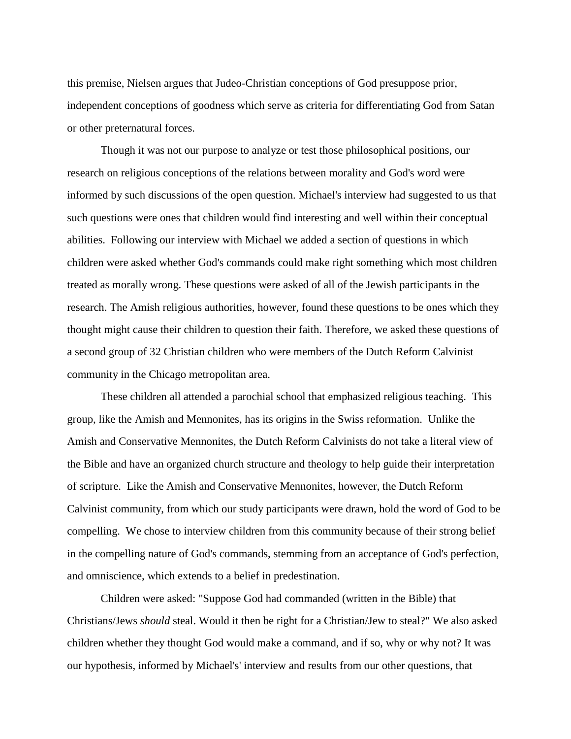this premise, Nielsen argues that Judeo-Christian conceptions of God presuppose prior, independent conceptions of goodness which serve as criteria for differentiating God from Satan or other preternatural forces.

Though it was not our purpose to analyze or test those philosophical positions, our research on religious conceptions of the relations between morality and God's word were informed by such discussions of the open question. Michael's interview had suggested to us that such questions were ones that children would find interesting and well within their conceptual abilities. Following our interview with Michael we added a section of questions in which children were asked whether God's commands could make right something which most children treated as morally wrong. These questions were asked of all of the Jewish participants in the research. The Amish religious authorities, however, found these questions to be ones which they thought might cause their children to question their faith. Therefore, we asked these questions of a second group of 32 Christian children who were members of the Dutch Reform Calvinist community in the Chicago metropolitan area.

These children all attended a parochial school that emphasized religious teaching. This group, like the Amish and Mennonites, has its origins in the Swiss reformation. Unlike the Amish and Conservative Mennonites, the Dutch Reform Calvinists do not take a literal view of the Bible and have an organized church structure and theology to help guide their interpretation of scripture. Like the Amish and Conservative Mennonites, however, the Dutch Reform Calvinist community, from which our study participants were drawn, hold the word of God to be compelling. We chose to interview children from this community because of their strong belief in the compelling nature of God's commands, stemming from an acceptance of God's perfection, and omniscience, which extends to a belief in predestination.

Children were asked: "Suppose God had commanded (written in the Bible) that Christians/Jews *should* steal. Would it then be right for a Christian/Jew to steal?" We also asked children whether they thought God would make a command, and if so, why or why not? It was our hypothesis, informed by Michael's' interview and results from our other questions, that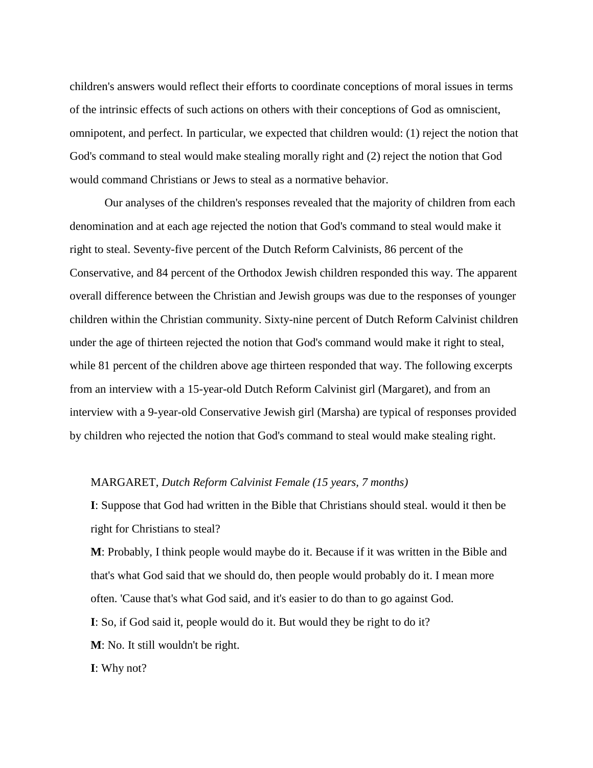children's answers would reflect their efforts to coordinate conceptions of moral issues in terms of the intrinsic effects of such actions on others with their conceptions of God as omniscient, omnipotent, and perfect. In particular, we expected that children would: (1) reject the notion that God's command to steal would make stealing morally right and (2) reject the notion that God would command Christians or Jews to steal as a normative behavior.

Our analyses of the children's responses revealed that the majority of children from each denomination and at each age rejected the notion that God's command to steal would make it right to steal. Seventy-five percent of the Dutch Reform Calvinists, 86 percent of the Conservative, and 84 percent of the Orthodox Jewish children responded this way. The apparent overall difference between the Christian and Jewish groups was due to the responses of younger children within the Christian community. Sixty-nine percent of Dutch Reform Calvinist children under the age of thirteen rejected the notion that God's command would make it right to steal, while 81 percent of the children above age thirteen responded that way. The following excerpts from an interview with a 15-year-old Dutch Reform Calvinist girl (Margaret), and from an interview with a 9-year-old Conservative Jewish girl (Marsha) are typical of responses provided by children who rejected the notion that God's command to steal would make stealing right.

MARGARET, *Dutch Reform Calvinist Female (15 years, 7 months)*

**I**: Suppose that God had written in the Bible that Christians should steal. would it then be right for Christians to steal?

**M**: Probably, I think people would maybe do it. Because if it was written in the Bible and that's what God said that we should do, then people would probably do it. I mean more often. 'Cause that's what God said, and it's easier to do than to go against God.

**I**: So, if God said it, people would do it. But would they be right to do it?

**M**: No. It still wouldn't be right.

**I**: Why not?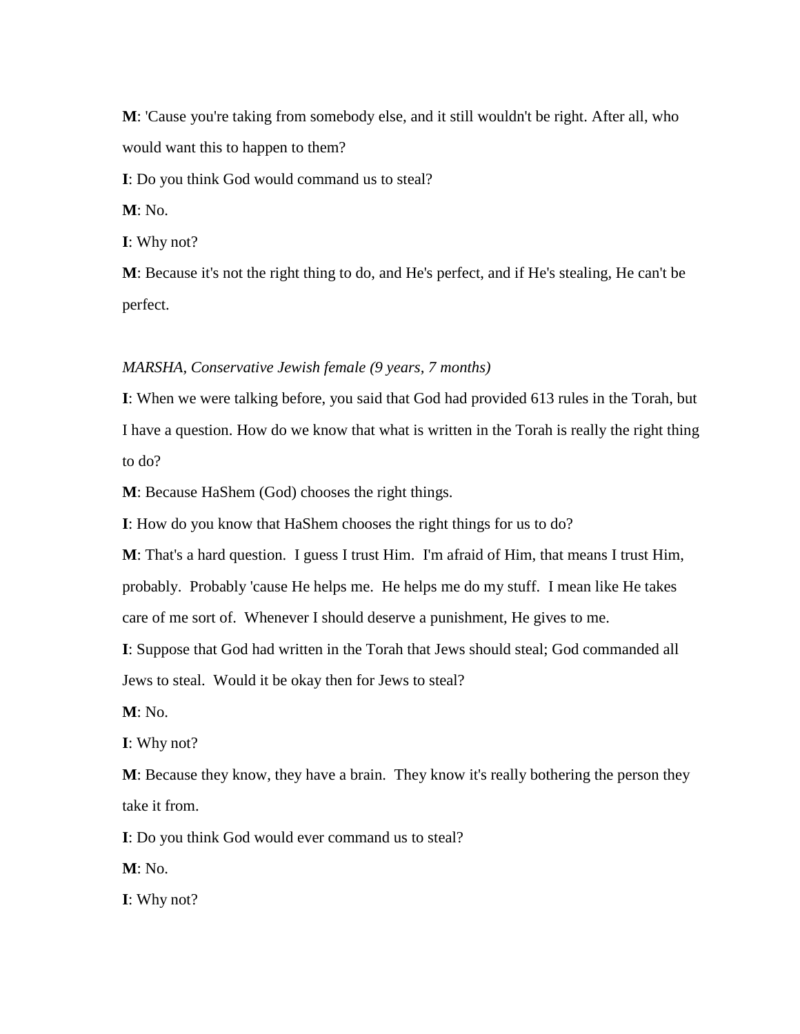**M**: 'Cause you're taking from somebody else, and it still wouldn't be right. After all, who would want this to happen to them?

**I**: Do you think God would command us to steal?

**M**: No.

**I**: Why not?

**M**: Because it's not the right thing to do, and He's perfect, and if He's stealing, He can't be perfect.

*MARSHA, Conservative Jewish female (9 years, 7 months)*

**I**: When we were talking before, you said that God had provided 613 rules in the Torah, but I have a question. How do we know that what is written in the Torah is really the right thing to do?

**M**: Because HaShem (God) chooses the right things.

**I**: How do you know that HaShem chooses the right things for us to do?

**M**: That's a hard question. I guess I trust Him. I'm afraid of Him, that means I trust Him, probably. Probably 'cause He helps me. He helps me do my stuff. I mean like He takes care of me sort of. Whenever I should deserve a punishment, He gives to me.

**I**: Suppose that God had written in the Torah that Jews should steal; God commanded all Jews to steal. Would it be okay then for Jews to steal?

**M**: No.

**I**: Why not?

**M**: Because they know, they have a brain. They know it's really bothering the person they take it from.

**I**: Do you think God would ever command us to steal?

**M**: No.

**I**: Why not?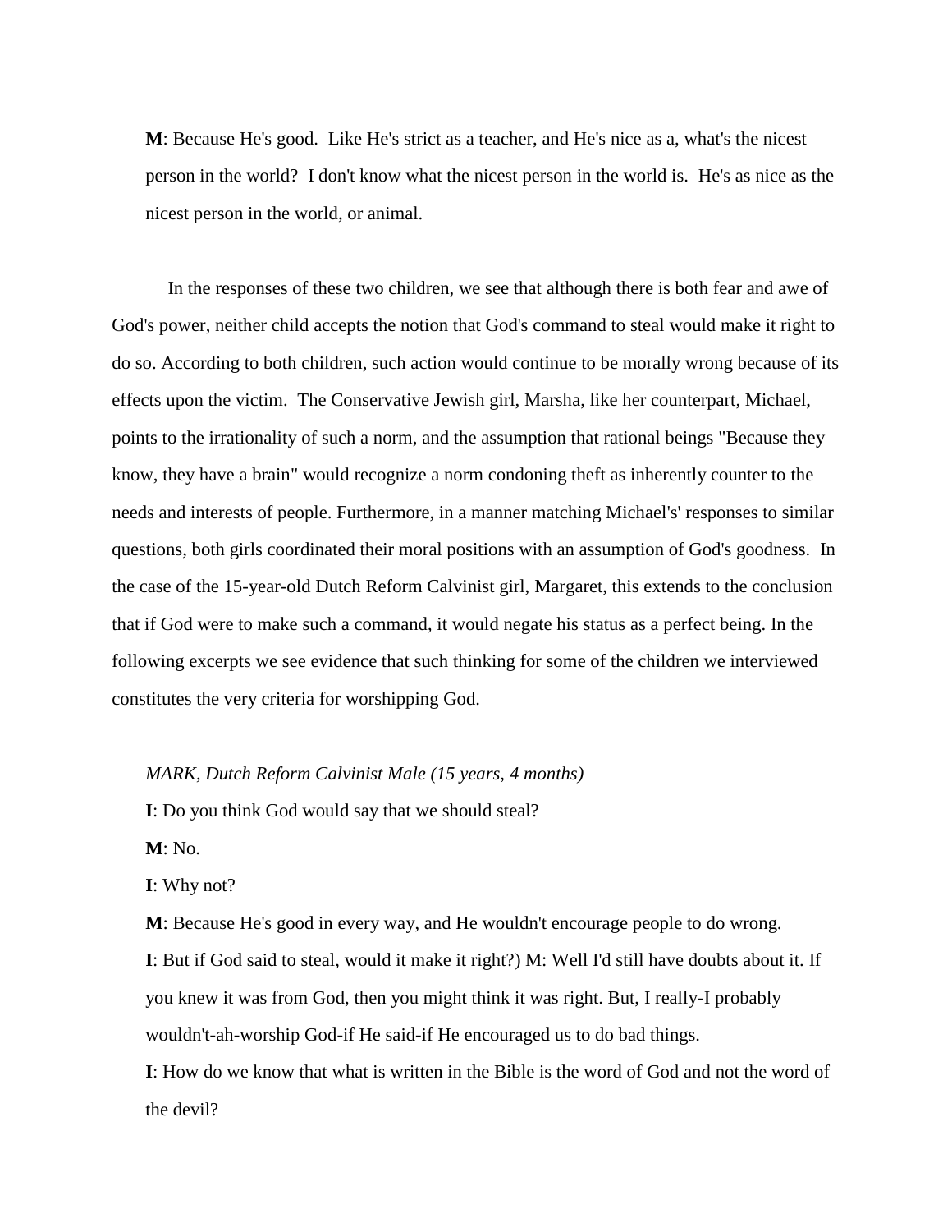**M**: Because He's good. Like He's strict as a teacher, and He's nice as a, what's the nicest person in the world? I don't know what the nicest person in the world is. He's as nice as the nicest person in the world, or animal.

In the responses of these two children, we see that although there is both fear and awe of God's power, neither child accepts the notion that God's command to steal would make it right to do so. According to both children, such action would continue to be morally wrong because of its effects upon the victim. The Conservative Jewish girl, Marsha, like her counterpart, Michael, points to the irrationality of such a norm, and the assumption that rational beings "Because they know, they have a brain" would recognize a norm condoning theft as inherently counter to the needs and interests of people. Furthermore, in a manner matching Michael's' responses to similar questions, both girls coordinated their moral positions with an assumption of God's goodness. In the case of the 15-year-old Dutch Reform Calvinist girl, Margaret, this extends to the conclusion that if God were to make such a command, it would negate his status as a perfect being. In the following excerpts we see evidence that such thinking for some of the children we interviewed constitutes the very criteria for worshipping God.

*MARK, Dutch Reform Calvinist Male (15 years, 4 months)*

**I**: Do you think God would say that we should steal?

**M**: No.

**I**: Why not?

**M**: Because He's good in every way, and He wouldn't encourage people to do wrong.

**I**: But if God said to steal, would it make it right?) M: Well I'd still have doubts about it. If you knew it was from God, then you might think it was right. But, I really-I probably wouldn't-ah-worship God-if He said-if He encouraged us to do bad things.

**I**: How do we know that what is written in the Bible is the word of God and not the word of the devil?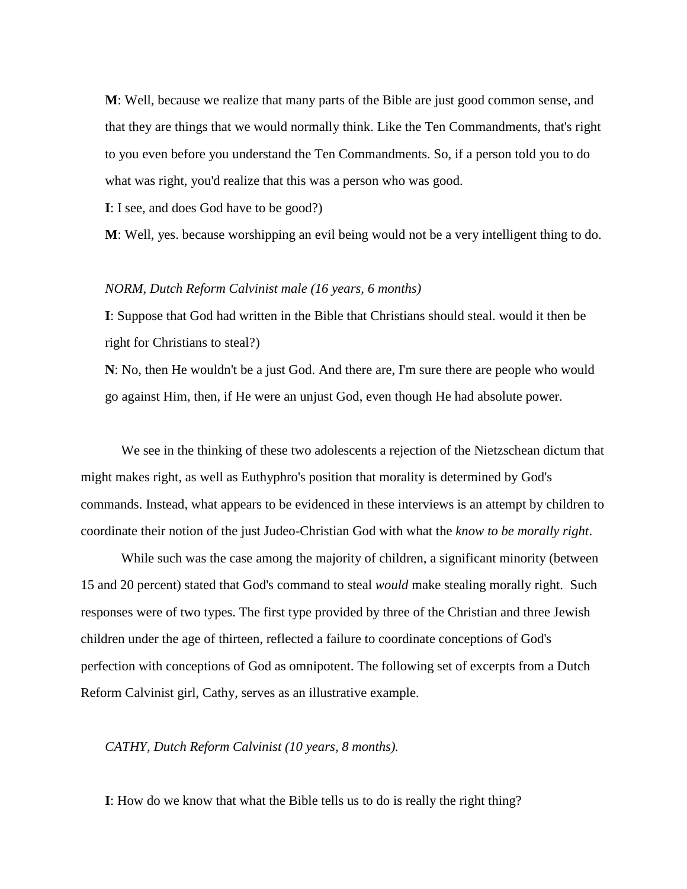**M**: Well, because we realize that many parts of the Bible are just good common sense, and that they are things that we would normally think. Like the Ten Commandments, that's right to you even before you understand the Ten Commandments. So, if a person told you to do what was right, you'd realize that this was a person who was good.

**I**: I see, and does God have to be good?)

**M**: Well, yes. because worshipping an evil being would not be a very intelligent thing to do.

*NORM, Dutch Reform Calvinist male (16 years, 6 months)*

**I**: Suppose that God had written in the Bible that Christians should steal. would it then be right for Christians to steal?)

**N**: No, then He wouldn't be a just God. And there are, I'm sure there are people who would go against Him, then, if He were an unjust God, even though He had absolute power.

We see in the thinking of these two adolescents a rejection of the Nietzschean dictum that might makes right, as well as Euthyphro's position that morality is determined by God's commands. Instead, what appears to be evidenced in these interviews is an attempt by children to coordinate their notion of the just Judeo-Christian God with what the *know to be morally right*.

While such was the case among the majority of children, a significant minority (between 15 and 20 percent) stated that God's command to steal *would* make stealing morally right. Such responses were of two types. The first type provided by three of the Christian and three Jewish children under the age of thirteen, reflected a failure to coordinate conceptions of God's perfection with conceptions of God as omnipotent. The following set of excerpts from a Dutch Reform Calvinist girl, Cathy, serves as an illustrative example.

*CATHY, Dutch Reform Calvinist (10 years, 8 months).*

**I**: How do we know that what the Bible tells us to do is really the right thing?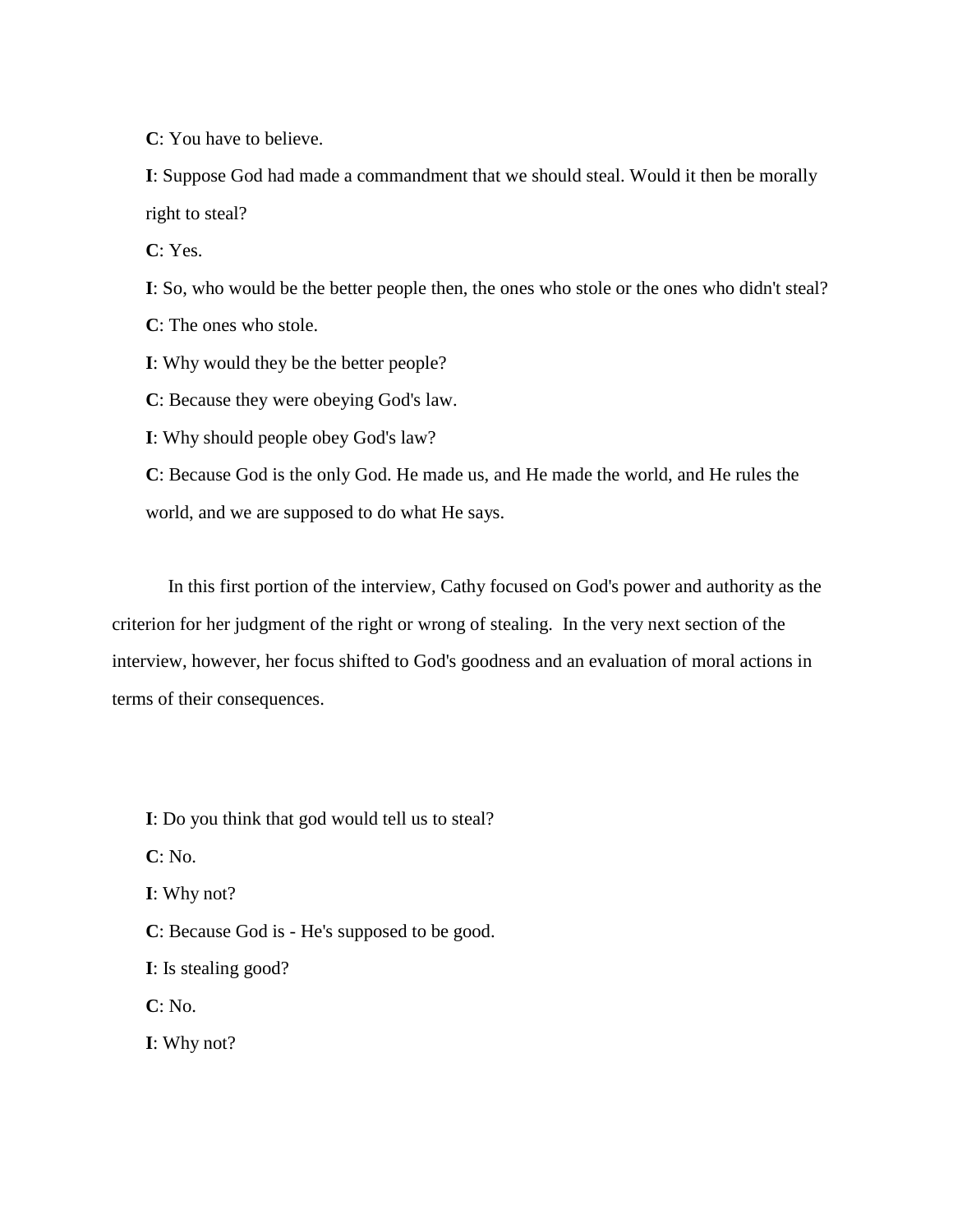**C**: You have to believe.

**I**: Suppose God had made a commandment that we should steal. Would it then be morally right to steal?

**C**: Yes.

**I**: So, who would be the better people then, the ones who stole or the ones who didn't steal?

**C**: The ones who stole.

**I**: Why would they be the better people?

**C**: Because they were obeying God's law.

**I**: Why should people obey God's law?

**C**: Because God is the only God. He made us, and He made the world, and He rules the world, and we are supposed to do what He says.

In this first portion of the interview, Cathy focused on God's power and authority as the criterion for her judgment of the right or wrong of stealing. In the very next section of the interview, however, her focus shifted to God's goodness and an evaluation of moral actions in terms of their consequences.

**I**: Do you think that god would tell us to steal?

**C**: No.

**I**: Why not?

**C**: Because God is - He's supposed to be good.

**I**: Is stealing good?

**C**: No.

**I**: Why not?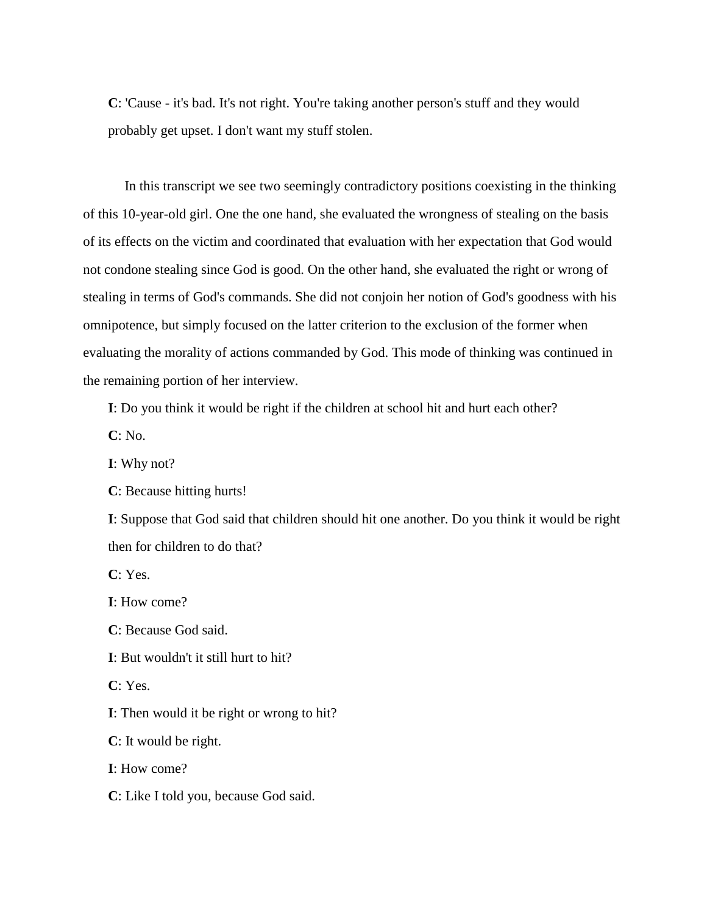**C**: 'Cause - it's bad. It's not right. You're taking another person's stuff and they would probably get upset. I don't want my stuff stolen.

In this transcript we see two seemingly contradictory positions coexisting in the thinking of this 10-year-old girl. One the one hand, she evaluated the wrongness of stealing on the basis of its effects on the victim and coordinated that evaluation with her expectation that God would not condone stealing since God is good. On the other hand, she evaluated the right or wrong of stealing in terms of God's commands. She did not conjoin her notion of God's goodness with his omnipotence, but simply focused on the latter criterion to the exclusion of the former when evaluating the morality of actions commanded by God. This mode of thinking was continued in the remaining portion of her interview.

**I**: Do you think it would be right if the children at school hit and hurt each other?

**C**: No.

**I**: Why not?

**C**: Because hitting hurts!

**I**: Suppose that God said that children should hit one another. Do you think it would be right then for children to do that?

**C**: Yes.

**I**: How come?

**C**: Because God said.

**I**: But wouldn't it still hurt to hit?

**C**: Yes.

**I**: Then would it be right or wrong to hit?

**C**: It would be right.

**I**: How come?

**C**: Like I told you, because God said.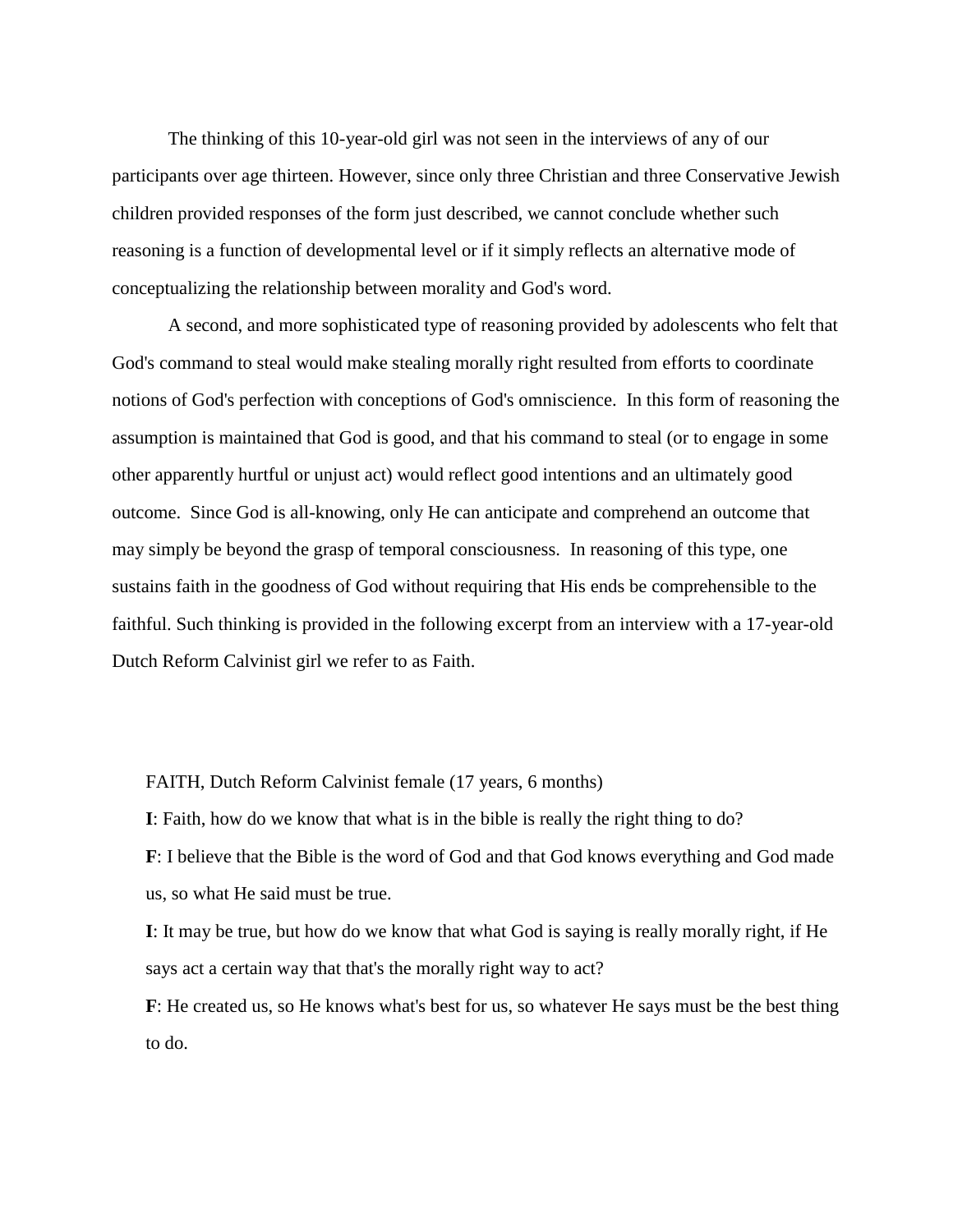The thinking of this 10-year-old girl was not seen in the interviews of any of our participants over age thirteen. However, since only three Christian and three Conservative Jewish children provided responses of the form just described, we cannot conclude whether such reasoning is a function of developmental level or if it simply reflects an alternative mode of conceptualizing the relationship between morality and God's word.

A second, and more sophisticated type of reasoning provided by adolescents who felt that God's command to steal would make stealing morally right resulted from efforts to coordinate notions of God's perfection with conceptions of God's omniscience. In this form of reasoning the assumption is maintained that God is good, and that his command to steal (or to engage in some other apparently hurtful or unjust act) would reflect good intentions and an ultimately good outcome. Since God is all-knowing, only He can anticipate and comprehend an outcome that may simply be beyond the grasp of temporal consciousness. In reasoning of this type, one sustains faith in the goodness of God without requiring that His ends be comprehensible to the faithful. Such thinking is provided in the following excerpt from an interview with a 17-year-old Dutch Reform Calvinist girl we refer to as Faith.

FAITH, Dutch Reform Calvinist female (17 years, 6 months)

**I**: Faith, how do we know that what is in the bible is really the right thing to do?

**F**: I believe that the Bible is the word of God and that God knows everything and God made us, so what He said must be true.

**I**: It may be true, but how do we know that what God is saying is really morally right, if He says act a certain way that that's the morally right way to act?

**F**: He created us, so He knows what's best for us, so whatever He says must be the best thing to do.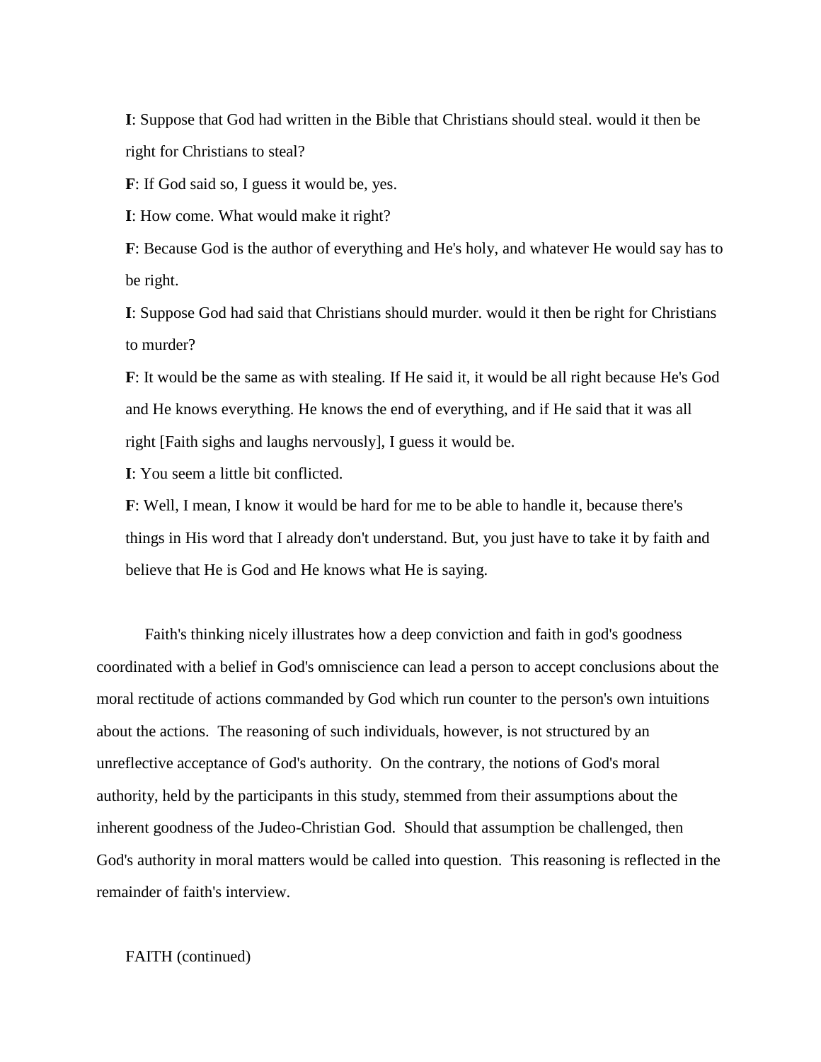**I**: Suppose that God had written in the Bible that Christians should steal. would it then be right for Christians to steal?

**F**: If God said so, I guess it would be, yes.

**I**: How come. What would make it right?

**F**: Because God is the author of everything and He's holy, and whatever He would say has to be right.

**I**: Suppose God had said that Christians should murder. would it then be right for Christians to murder?

**F**: It would be the same as with stealing. If He said it, it would be all right because He's God and He knows everything. He knows the end of everything, and if He said that it was all right [Faith sighs and laughs nervously], I guess it would be.

**I**: You seem a little bit conflicted.

**F**: Well, I mean, I know it would be hard for me to be able to handle it, because there's things in His word that I already don't understand. But, you just have to take it by faith and believe that He is God and He knows what He is saying.

Faith's thinking nicely illustrates how a deep conviction and faith in god's goodness coordinated with a belief in God's omniscience can lead a person to accept conclusions about the moral rectitude of actions commanded by God which run counter to the person's own intuitions about the actions. The reasoning of such individuals, however, is not structured by an unreflective acceptance of God's authority. On the contrary, the notions of God's moral authority, held by the participants in this study, stemmed from their assumptions about the inherent goodness of the Judeo-Christian God. Should that assumption be challenged, then God's authority in moral matters would be called into question. This reasoning is reflected in the remainder of faith's interview.

FAITH (continued)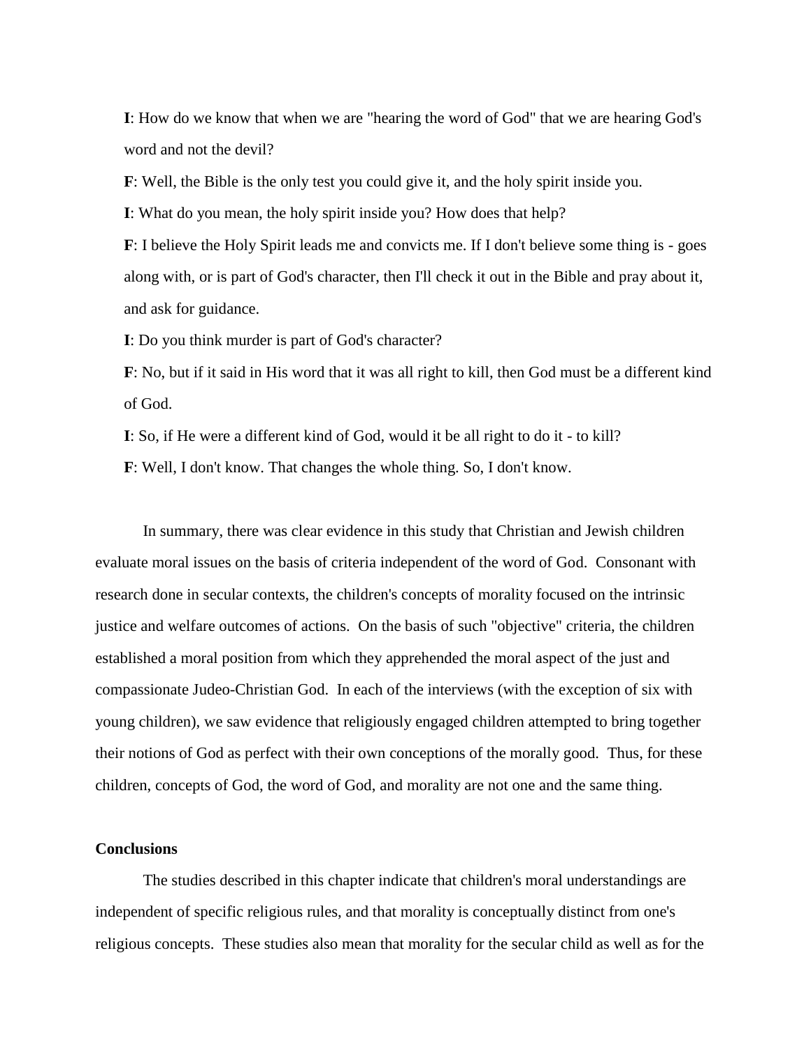**I**: How do we know that when we are "hearing the word of God" that we are hearing God's word and not the devil?

**F**: Well, the Bible is the only test you could give it, and the holy spirit inside you.

**I**: What do you mean, the holy spirit inside you? How does that help?

**F**: I believe the Holy Spirit leads me and convicts me. If I don't believe some thing is - goes along with, or is part of God's character, then I'll check it out in the Bible and pray about it, and ask for guidance.

**I**: Do you think murder is part of God's character?

**F**: No, but if it said in His word that it was all right to kill, then God must be a different kind of God.

**I**: So, if He were a different kind of God, would it be all right to do it - to kill?

**F**: Well, I don't know. That changes the whole thing. So, I don't know.

In summary, there was clear evidence in this study that Christian and Jewish children evaluate moral issues on the basis of criteria independent of the word of God. Consonant with research done in secular contexts, the children's concepts of morality focused on the intrinsic justice and welfare outcomes of actions. On the basis of such "objective" criteria, the children established a moral position from which they apprehended the moral aspect of the just and compassionate Judeo-Christian God. In each of the interviews (with the exception of six with young children), we saw evidence that religiously engaged children attempted to bring together their notions of God as perfect with their own conceptions of the morally good. Thus, for these children, concepts of God, the word of God, and morality are not one and the same thing.

**Conclusions**

The studies described in this chapter indicate that children's moral understandings are independent of specific religious rules, and that morality is conceptually distinct from one's religious concepts. These studies also mean that morality for the secular child as well as for the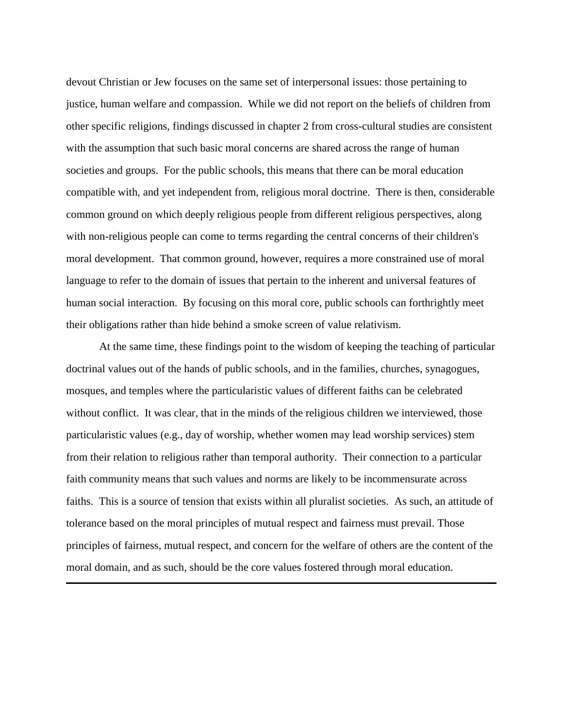devout Christian or Jew focuses on the same set of interpersonal issues: those pertaining to justice, human welfare and compassion. While we did not report on the beliefs of children from other specific religions, findings discussed in chapter 2 from cross-cultural studies are consistent with the assumption that such basic moral concerns are shared across the range of human societies and groups. For the public schools, this means that there can be moral education compatible with, and yet independent from, religious moral doctrine. There is then, considerable common ground on which deeply religious people from different religious perspectives, along with non-religious people can come to terms regarding the central concerns of their children's moral development. That common ground, however, requires a more constrained use of moral language to refer to the domain of issues that pertain to the inherent and universal features of human social interaction. By focusing on this moral core, public schools can forthrightly meet their obligations rather than hide behind a smoke screen of value relativism.

At the same time, these findings point to the wisdom of keeping the teaching of particular doctrinal values out of the hands of public schools, and in the families, churches, synagogues, mosques, and temples where the particularistic values of different faiths can be celebrated without conflict. It was clear, that in the minds of the religious children we interviewed, those particularistic values (e.g., day of worship, whether women may lead worship services) stem from their relation to religious rather than temporal authority. Their connection to a particular faith community means that such values and norms are likely to be incommensurate across faiths. This is a source of tension that exists within all pluralist societies. As such, an attitude of tolerance based on the moral principles of mutual respect and fairness must prevail. Those principles of fairness, mutual respect, and concern for the welfare of others are the content of the moral domain, and as such, should be the core values fostered through moral education.